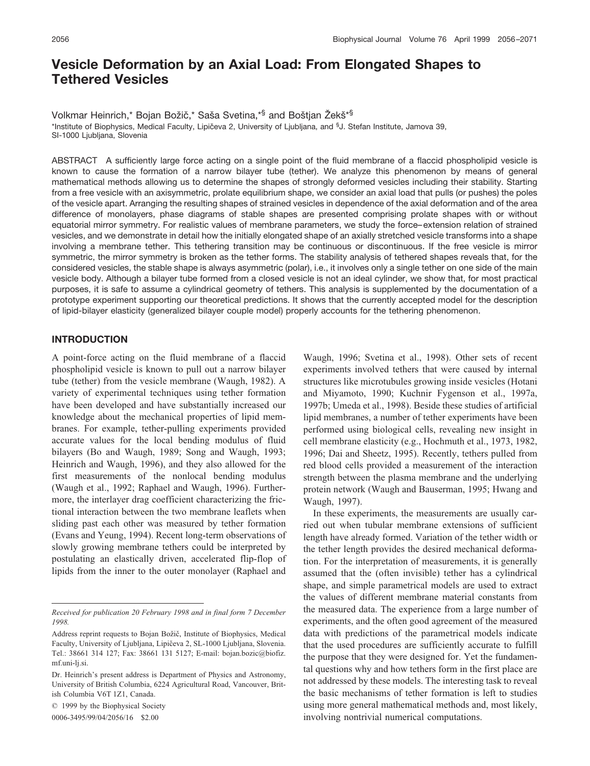# Vesicle Deformation by an Axial Load: From Elongated Shapes to Tethered Vesicles

Volkmar Heinrich,* Bojan Božič,* Saša Svetina,*§ and Boštjan Žekš*§

*Institute of Biophysics, Medical Faculty, Lipičeva 2, University of Ljubljana, and §J. Stefan Institute, Jamova 39, SI-1000 Ljubljana, Slovenia

ABSTRACT A sufficiently large force acting on a single point of the fluid membrane of a flaccid phospholipid vesicle is known to cause the formation of a narrow bilayer tube (tether). We analyze this phenomenon by means of general mathematical methods allowing us to determine the shapes of strongly deformed vesicles including their stability. Starting from a free vesicle with an axisymmetric, prolate equilibrium shape, we consider an axial load that pulls (or pushes) the poles of the vesicle apart. Arranging the resulting shapes of strained vesicles in dependence of the axial deformation and of the area difference of monolayers, phase diagrams of stable shapes are presented comprising prolate shapes with or without equatorial mirror symmetry. For realistic values of membrane parameters, we study the force–extension relation of strained vesicles, and we demonstrate in detail how the initially elongated shape of an axially stretched vesicle transforms into a shape involving a membrane tether. This tethering transition may be continuous or discontinuous. If the free vesicle is mirror symmetric, the mirror symmetry is broken as the tether forms. The stability analysis of tethered shapes reveals that, for the considered vesicles, the stable shape is always asymmetric (polar), i.e., it involves only a single tether on one side of the main vesicle body. Although a bilayer tube formed from a closed vesicle is not an ideal cylinder, we show that, for most practical purposes, it is safe to assume a cylindrical geometry of tethers. This analysis is supplemented by the documentation of a prototype experiment supporting our theoretical predictions. It shows that the currently accepted model for the description of lipid-bilayer elasticity (generalized bilayer couple model) properly accounts for the tethering phenomenon.

## INTRODUCTION

A point-force acting on the fluid membrane of a flaccid phospholipid vesicle is known to pull out a narrow bilayer tube (tether) from the vesicle membrane (Waugh, 1982). A variety of experimental techniques using tether formation have been developed and have substantially increased our knowledge about the mechanical properties of lipid membranes. For example, tether-pulling experiments provided accurate values for the local bending modulus of fluid bilayers (Bo and Waugh, 1989; Song and Waugh, 1993; Heinrich and Waugh, 1996), and they also allowed for the first measurements of the nonlocal bending modulus (Waugh et al., 1992; Raphael and Waugh, 1996). Furthermore, the interlayer drag coefficient characterizing the frictional interaction between the two membrane leaflets when sliding past each other was measured by tether formation (Evans and Yeung, 1994). Recent long-term observations of slowly growing membrane tethers could be interpreted by postulating an elastically driven, accelerated flip-flop of lipids from the inner to the outer monolayer (Raphael and Waugh, 1996; Svetina et al., 1998). Other sets of recent experiments involved tethers that were caused by internal structures like microtubules growing inside vesicles (Hotani and Miyamoto, 1990; Kuchnir Fygenson et al., 1997a, 1997b; Umeda et al., 1998). Beside these studies of artificial lipid membranes, a number of tether experiments have been performed using biological cells, revealing new insight in cell membrane elasticity (e.g., Hochmuth et al., 1973, 1982, 1996; Dai and Sheetz, 1995). Recently, tethers pulled from red blood cells provided a measurement of the interaction strength between the plasma membrane and the underlying protein network (Waugh and Bauserman, 1995; Hwang and Waugh, 1997).

In these experiments, the measurements are usually carried out when tubular membrane extensions of sufficient length have already formed. Variation of the tether width or the tether length provides the desired mechanical deformation. For the interpretation of measurements, it is generally assumed that the (often invisible) tether has a cylindrical shape, and simple parametrical models are used to extract the values of different membrane material constants from the measured data. The experience from a large number of experiments, and the often good agreement of the measured data with predictions of the parametrical models indicate that the used procedures are sufficiently accurate to fulfill the purpose that they were designed for. Yet the fundamental questions why and how tethers form in the first place are not addressed by these models. The interesting task to reveal the basic mechanisms of tether formation is left to studies using more general mathematical methods and, most likely, involving nontrivial numerical computations.

*Received for publication 20 February 1998 and in final form 7 December 1998.*

Address reprint requests to Bojan Božič, Institute of Biophysics, Medical Faculty, University of Ljubljana, Lipičeva 2, SL-1000 Ljubljana, Slovenia. Tel.: 38661 314 127; Fax: 38661 131 5127; E-mail: bojan.bozic@biofiz.mf.uni-lj.si.

Dr. Heinrich's present address is Department of Physics and Astronomy, University of British Columbia, 6224 Agricultural Road, Vancouver, British Columbia V6T 1Z1, Canada.

© 1999 by the Biophysical Society

0006-3495/99/04/2056/16 $2.00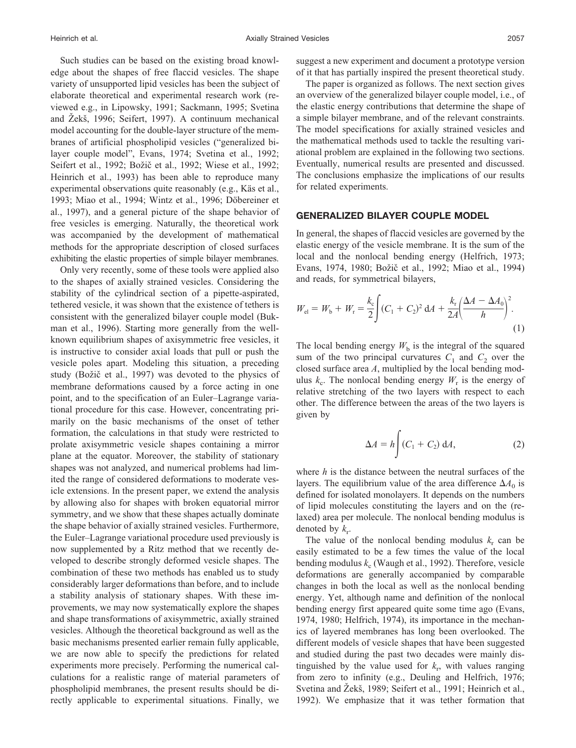Such studies can be based on the existing broad knowledge about the shapes of free flaccid vesicles. The shape variety of unsupported lipid vesicles has been the subject of elaborate theoretical and experimental research work (reviewed e.g., in Lipowsky, 1991; Sackmann, 1995; Svetina and Žekš, 1996; Seifert, 1997). A continuum mechanical model accounting for the double-layer structure of the membranes of artificial phospholipid vesicles ("generalized bilayer couple model", Evans, 1974; Svetina et al., 1992; Seifert et al., 1992; Božič et al., 1992; Wiese et al., 1992; Heinrich et al., 1993) has been able to reproduce many experimental observations quite reasonably (e.g., Käs et al., 1993; Miao et al., 1994; Wintz et al., 1996; Döbereiner et al., 1997), and a general picture of the shape behavior of free vesicles is emerging. Naturally, the theoretical work was accompanied by the development of mathematical methods for the appropriate description of closed surfaces exhibiting the elastic properties of simple bilayer membranes.

Only very recently, some of these tools were applied also to the shapes of axially strained vesicles. Considering the stability of the cylindrical section of a pipette-aspirated, tethered vesicle, it was shown that the existence of tethers is consistent with the generalized bilayer couple model (Bukman et al., 1996). Starting more generally from the well-known equilibrium shapes of axisymmetric free vesicles, it is instructive to consider axial loads that pull or push the vesicle poles apart. Modeling this situation, a preceding study (Božič et al., 1997) was devoted to the physics of membrane deformations caused by a force acting in one point, and to the specification of an Euler–Lagrange variational procedure for this case. However, concentrating primarily on the basic mechanisms of the onset of tether formation, the calculations in that study were restricted to prolate axisymmetric vesicle shapes containing a mirror plane at the equator. Moreover, the stability of stationary shapes was not analyzed, and numerical problems had limited the range of considered deformations to moderate vesicle extensions. In the present paper, we extend the analysis by allowing also for shapes with broken equatorial mirror symmetry, and we show that these shapes actually dominate the shape behavior of axially strained vesicles. Furthermore, the Euler–Lagrange variational procedure used previously is now supplemented by a Ritz method that we recently developed to describe strongly deformed vesicle shapes. The combination of these two methods has enabled us to study considerably larger deformations than before, and to include a stability analysis of stationary shapes. With these improvements, we may now systematically explore the shapes and shape transformations of axisymmetric, axially strained vesicles. Although the theoretical background as well as the basic mechanisms presented earlier remain fully applicable, we are now able to specify the predictions for related experiments more precisely. Performing the numerical calculations for a realistic range of material parameters of phospholipid membranes, the present results should be directly applicable to experimental situations. Finally, we suggest a new experiment and document a prototype version of it that has partially inspired the present theoretical study.

The paper is organized as follows. The next section gives an overview of the generalized bilayer couple model, i.e., of the elastic energy contributions that determine the shape of a simple bilayer membrane, and of the relevant constraints. The model specifications for axially strained vesicles and the mathematical methods used to tackle the resulting variational problem are explained in the following two sections. Eventually, numerical results are presented and discussed. The conclusions emphasize the implications of our results for related experiments.

## GENERALIZED BILAYER COUPLE MODEL

In general, the shapes of flaccid vesicles are governed by the elastic energy of the vesicle membrane. It is the sum of the local and the nonlocal bending energy (Helfrich, 1973; Evans, 1974, 1980; Božič et al., 1992; Miao et al., 1994) and reads, for symmetrical bilayers,

$$W_{\mathrm{el}} = W_{\mathrm{b}} + W_{\mathrm{r}} = \frac{k_{\mathrm{c}}}{2}\int (C_1 + C_2)^2 \, \mathrm{d}A + \frac{k_{\mathrm{r}}}{2A}\left(\frac{\Delta A - \Delta A_0}{h}\right)^2. \tag{1}$$

The local bending energy $W_{\mathrm{b}}$ is the integral of the squared sum of the two principal curvatures $C_1$ and $C_2$ over the closed surface area $A$, multiplied by the local bending modulus $k_{\mathrm{c}}$. The nonlocal bending energy $W_{\mathrm{r}}$ is the energy of relative stretching of the two layers with respect to each other. The difference between the areas of the two layers is given by

$$\Delta A = h \int (C_1 + C_2) \, \mathrm{d}A, \tag{2}$$

where $h$ is the distance between the neutral surfaces of the layers. The equilibrium value of the area difference $\Delta A_0$ is defined for isolated monolayers. It depends on the numbers of lipid molecules constituting the layers and on the (relaxed) area per molecule. The nonlocal bending modulus is denoted by $k_{\mathrm{r}}$.

The value of the nonlocal bending modulus $k_{\mathrm{r}}$ can be easily estimated to be a few times the value of the local bending modulus $k_{\mathrm{c}}$ (Waugh et al., 1992). Therefore, vesicle deformations are generally accompanied by comparable changes in both the local as well as the nonlocal bending energy. Yet, although name and definition of the nonlocal bending energy first appeared quite some time ago (Evans, 1974, 1980; Helfrich, 1974), its importance in the mechanics of layered membranes has long been overlooked. The different models of vesicle shapes that have been suggested and studied during the past two decades were mainly distinguished by the value used for $k_{\mathrm{r}}$, with values ranging from zero to infinity (e.g., Deuling and Helfrich, 1976; Svetina and Žekš, 1989; Seifert et al., 1991; Heinrich et al., 1992). We emphasize that it was tether formation that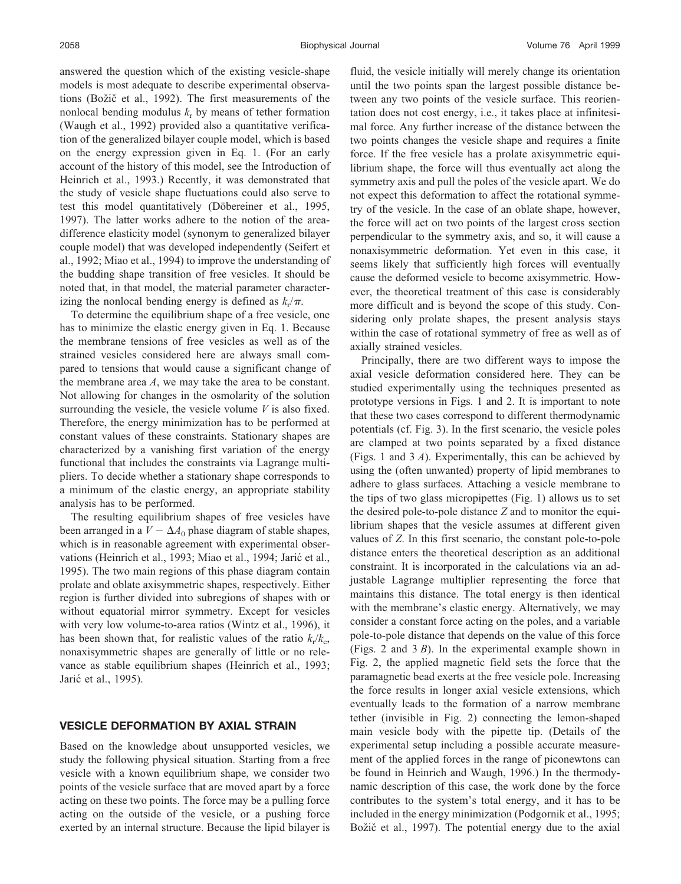answered the question which of the existing vesicle-shape models is most adequate to describe experimental observations (Božič et al., 1992). The first measurements of the nonlocal bending modulus $k_r$ by means of tether formation (Waugh et al., 1992) provided also a quantitative verification of the generalized bilayer couple model, which is based on the energy expression given in Eq. 1. (For an early account of the history of this model, see the Introduction of Heinrich et al., 1993.) Recently, it was demonstrated that the study of vesicle shape fluctuations could also serve to test this model quantitatively (Döbereiner et al., 1995, 1997). The latter works adhere to the notion of the area-difference elasticity model (synonym to generalized bilayer couple model) that was developed independently (Seifert et al., 1992; Miao et al., 1994) to improve the understanding of the budding shape transition of free vesicles. It should be noted that, in that model, the material parameter characterizing the nonlocal bending energy is defined as $k_r/\pi$.

To determine the equilibrium shape of a free vesicle, one has to minimize the elastic energy given in Eq. 1. Because the membrane tensions of free vesicles as well as of the strained vesicles considered here are always small compared to tensions that would cause a significant change of the membrane area $A$, we may take the area to be constant. Not allowing for changes in the osmolarity of the solution surrounding the vesicle, the vesicle volume $V$ is also fixed. Therefore, the energy minimization has to be performed at constant values of these constraints. Stationary shapes are characterized by a vanishing first variation of the energy functional that includes the constraints via Lagrange multipliers. To decide whether a stationary shape corresponds to a minimum of the elastic energy, an appropriate stability analysis has to be performed.

The resulting equilibrium shapes of free vesicles have been arranged in a $V - \Delta A_0$ phase diagram of stable shapes, which is in reasonable agreement with experimental observations (Heinrich et al., 1993; Miao et al., 1994; Jarić et al., 1995). The two main regions of this phase diagram contain prolate and oblate axisymmetric shapes, respectively. Either region is further divided into subregions of shapes with or without equatorial mirror symmetry. Except for vesicles with very low volume-to-area ratios (Wintz et al., 1996), it has been shown that, for realistic values of the ratio $k_r/k_c$, nonaxisymmetric shapes are generally of little or no relevance as stable equilibrium shapes (Heinrich et al., 1993; Jarić et al., 1995).

## VESICLE DEFORMATION BY AXIAL STRAIN

Based on the knowledge about unsupported vesicles, we study the following physical situation. Starting from a free vesicle with a known equilibrium shape, we consider two points of the vesicle surface that are moved apart by a force acting on these two points. The force may be a pulling force acting on the outside of the vesicle, or a pushing force exerted by an internal structure. Because the lipid bilayer is fluid, the vesicle initially will merely change its orientation until the two points span the largest possible distance between any two points of the vesicle surface. This reorientation does not cost energy, i.e., it takes place at infinitesimal force. Any further increase of the distance between the two points changes the vesicle shape and requires a finite force. If the free vesicle has a prolate axisymmetric equilibrium shape, the force will thus eventually act along the symmetry axis and pull the poles of the vesicle apart. We do not expect this deformation to affect the rotational symmetry of the vesicle. In the case of an oblate shape, however, the force will act on two points of the largest cross section perpendicular to the symmetry axis, and so, it will cause a nonaxisymmetric deformation. Yet even in this case, it seems likely that sufficiently high forces will eventually cause the deformed vesicle to become axisymmetric. However, the theoretical treatment of this case is considerably more difficult and is beyond the scope of this study. Considering only prolate shapes, the present analysis stays within the case of rotational symmetry of free as well as of axially strained vesicles.

Principally, there are two different ways to impose the axial vesicle deformation considered here. They can be studied experimentally using the techniques presented as prototype versions in Figs. 1 and 2. It is important to note that these two cases correspond to different thermodynamic potentials (cf. Fig. 3). In the first scenario, the vesicle poles are clamped at two points separated by a fixed distance (Figs. 1 and 3 *A*). Experimentally, this can be achieved by using the (often unwanted) property of lipid membranes to adhere to glass surfaces. Attaching a vesicle membrane to the tips of two glass micropipettes (Fig. 1) allows us to set the desired pole-to-pole distance $Z$ and to monitor the equilibrium shapes that the vesicle assumes at different given values of $Z$. In this first scenario, the constant pole-to-pole distance enters the theoretical description as an additional constraint. It is incorporated in the calculations via an adjustable Lagrange multiplier representing the force that maintains this distance. The total energy is then identical with the membrane's elastic energy. Alternatively, we may consider a constant force acting on the poles, and a variable pole-to-pole distance that depends on the value of this force (Figs. 2 and 3 *B*). In the experimental example shown in Fig. 2, the applied magnetic field sets the force that the paramagnetic bead exerts at the free vesicle pole. Increasing the force results in longer axial vesicle extensions, which eventually leads to the formation of a narrow membrane tether (invisible in Fig. 2) connecting the lemon-shaped main vesicle body with the pipette tip. (Details of the experimental setup including a possible accurate measurement of the applied forces in the range of piconewtons can be found in Heinrich and Waugh, 1996.) In the thermodynamic description of this case, the work done by the force contributes to the system's total energy, and it has to be included in the energy minimization (Podgornik et al., 1995; Božič et al., 1997). The potential energy due to the axial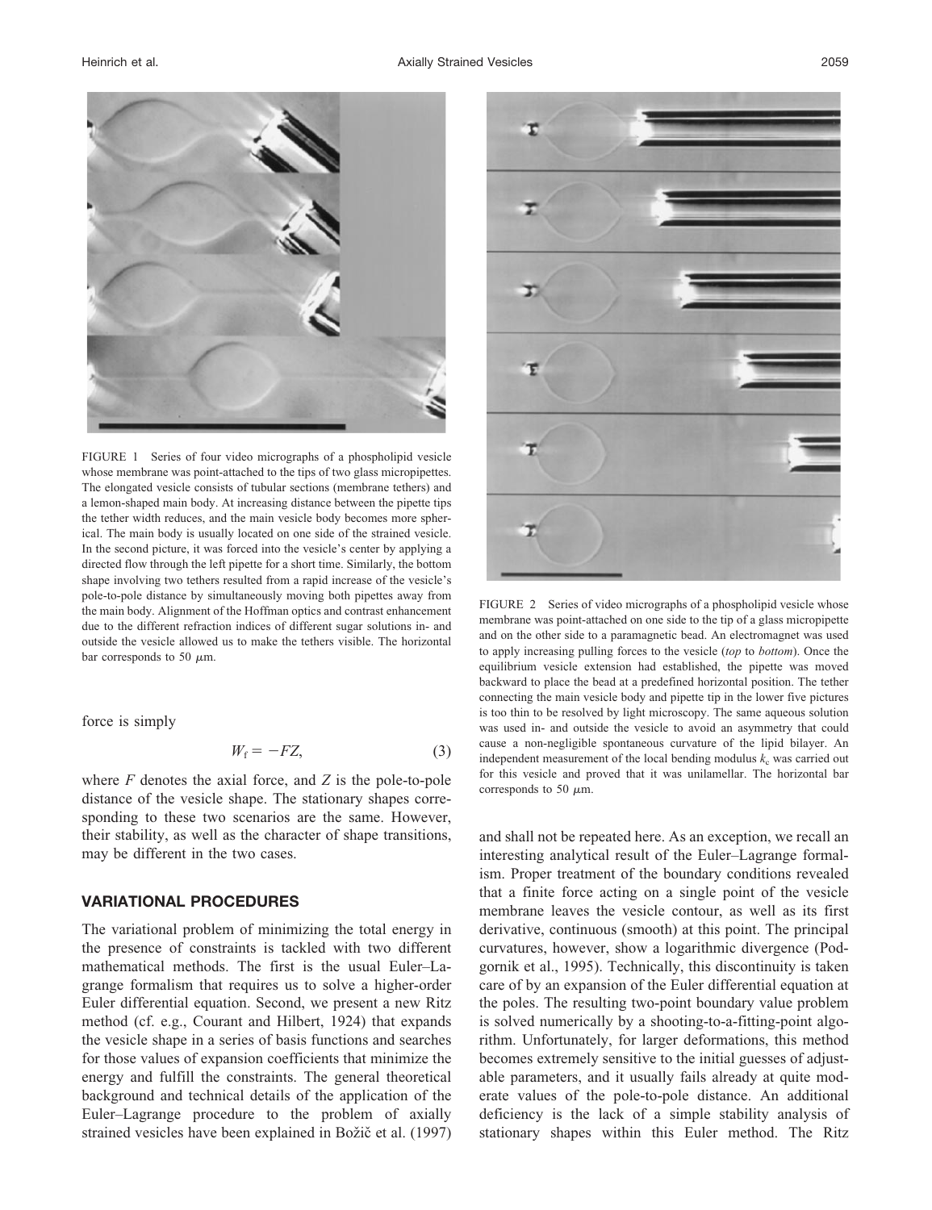FIGURE 1 Series of four video micrographs of a phospholipid vesicle whose membrane was point-attached to the tips of two glass micropipettes. The elongated vesicle consists of tubular sections (membrane tethers) and a lemon-shaped main body. At increasing distance between the pipette tips the tether width reduces, and the main vesicle body becomes more spherical. The main body is usually located on one side of the strained vesicle. In the second picture, it was forced into the vesicle's center by applying a directed flow through the left pipette for a short time. Similarly, the bottom shape involving two tethers resulted from a rapid increase of the vesicle's pole-to-pole distance by simultaneously moving both pipettes away from the main body. Alignment of the Hoffman optics and contrast enhancement due to the different refraction indices of different sugar solutions in- and outside the vesicle allowed us to make the tethers visible. The horizontal bar corresponds to 50 $\mu$m.

force is simply

$$W_f = -FZ, \tag{3}$$

where $F$ denotes the axial force, and $Z$ is the pole-to-pole distance of the vesicle shape. The stationary shapes corresponding to these two scenarios are the same. However, their stability, as well as the character of shape transitions, may be different in the two cases.

## VARIATIONAL PROCEDURES

The variational problem of minimizing the total energy in the presence of constraints is tackled with two different mathematical methods. The first is the usual Euler–Lagrange formalism that requires us to solve a higher-order Euler differential equation. Second, we present a new Ritz method (cf. e.g., Courant and Hilbert, 1924) that expands the vesicle shape in a series of basis functions and searches for those values of expansion coefficients that minimize the energy and fulfill the constraints. The general theoretical background and technical details of the application of the Euler–Lagrange procedure to the problem of axially strained vesicles have been explained in Božič et al. (1997) and shall not be repeated here. As an exception, we recall an interesting analytical result of the Euler–Lagrange formalism. Proper treatment of the boundary conditions revealed that a finite force acting on a single point of the vesicle membrane leaves the vesicle contour, as well as its first derivative, continuous (smooth) at this point. The principal curvatures, however, show a logarithmic divergence (Podgornik et al., 1995). Technically, this discontinuity is taken care of by an expansion of the Euler differential equation at the poles. The resulting two-point boundary value problem is solved numerically by a shooting-to-a-fitting-point algorithm. Unfortunately, for larger deformations, this method becomes extremely sensitive to the initial guesses of adjustable parameters, and it usually fails already at quite moderate values of the pole-to-pole distance. An additional deficiency is the lack of a simple stability analysis of stationary shapes within this Euler method. The Ritz

FIGURE 2 Series of video micrographs of a phospholipid vesicle whose membrane was point-attached on one side to the tip of a glass micropipette and on the other side to a paramagnetic bead. An electromagnet was used to apply increasing pulling forces to the vesicle (*top* to *bottom*). Once the equilibrium vesicle extension had established, the pipette was moved backward to place the bead at a predefined horizontal position. The tether connecting the main vesicle body and pipette tip in the lower five pictures is too thin to be resolved by light microscopy. The same aqueous solution was used in- and outside the vesicle to avoid an asymmetry that could cause a non-negligible spontaneous curvature of the lipid bilayer. An independent measurement of the local bending modulus $k_c$ was carried out for this vesicle and proved that it was unilamellar. The horizontal bar corresponds to 50 $\mu$m.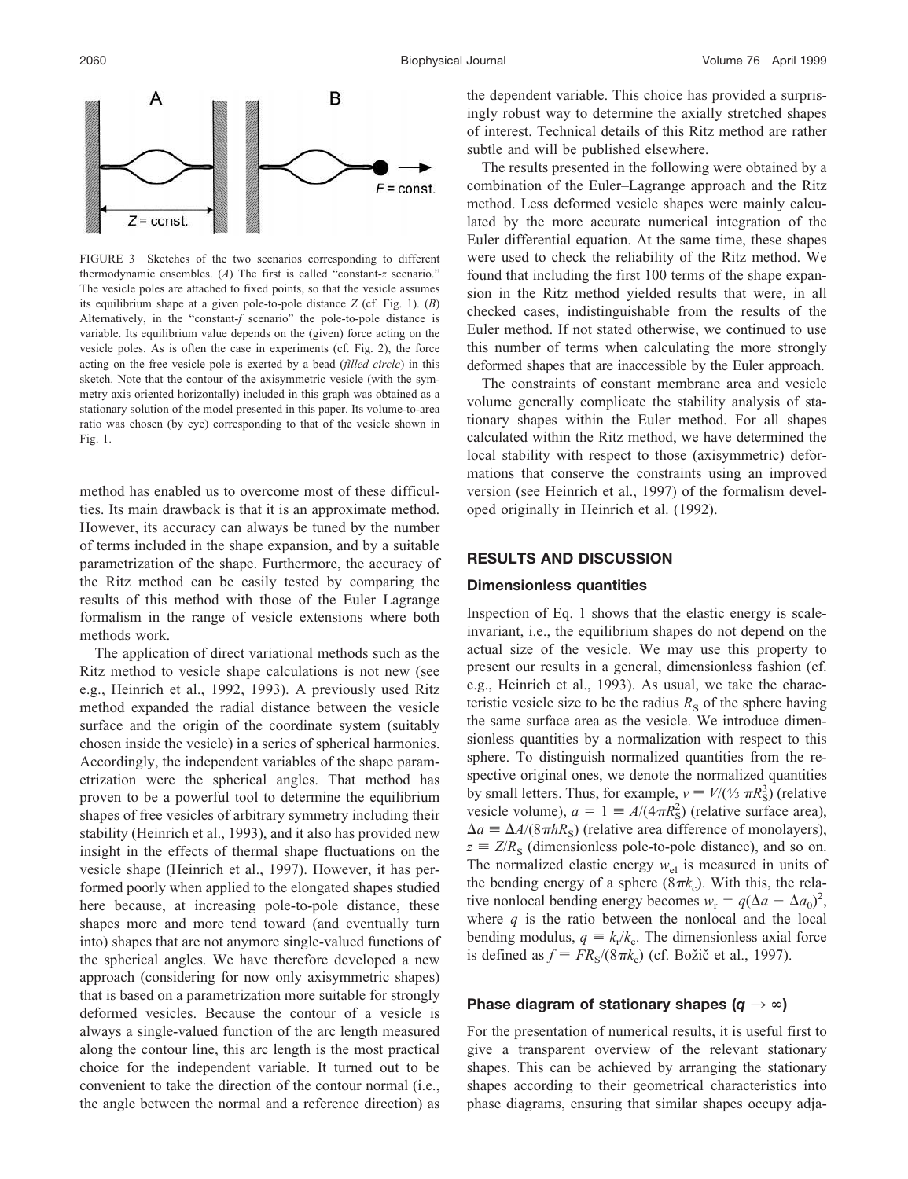A

B

$F$ = const.

$Z$ = const.

FIGURE 3 Sketches of the two scenarios corresponding to different thermodynamic ensembles. (*A*) The first is called "constant-*z* scenario." The vesicle poles are attached to fixed points, so that the vesicle assumes its equilibrium shape at a given pole-to-pole distance $Z$ (cf. Fig. 1). (*B*) Alternatively, in the "constant-*f* scenario" the pole-to-pole distance is variable. Its equilibrium value depends on the (given) force acting on the vesicle poles. As is often the case in experiments (cf. Fig. 2), the force acting on the free vesicle pole is exerted by a bead (*filled circle*) in this sketch. Note that the contour of the axisymmetric vesicle (with the symmetry axis oriented horizontally) included in this graph was obtained as a stationary solution of the model presented in this paper. Its volume-to-area ratio was chosen (by eye) corresponding to that of the vesicle shown in Fig. 1.

method has enabled us to overcome most of these difficulties. Its main drawback is that it is an approximate method. However, its accuracy can always be tuned by the number of terms included in the shape expansion, and by a suitable parametrization of the shape. Furthermore, the accuracy of the Ritz method can be easily tested by comparing the results of this method with those of the Euler–Lagrange formalism in the range of vesicle extensions where both methods work.

The application of direct variational methods such as the Ritz method to vesicle shape calculations is not new (see e.g., Heinrich et al., 1992, 1993). A previously used Ritz method expanded the radial distance between the vesicle surface and the origin of the coordinate system (suitably chosen inside the vesicle) in a series of spherical harmonics. Accordingly, the independent variables of the shape parametrization were the spherical angles. That method has proven to be a powerful tool to determine the equilibrium shapes of free vesicles of arbitrary symmetry including their stability (Heinrich et al., 1993), and it also has provided new insight in the effects of thermal shape fluctuations on the vesicle shape (Heinrich et al., 1997). However, it has performed poorly when applied to the elongated shapes studied here because, at increasing pole-to-pole distance, these shapes more and more tend toward (and eventually turn into) shapes that are not anymore single-valued functions of the spherical angles. We have therefore developed a new approach (considering for now only axisymmetric shapes) that is based on a parametrization more suitable for strongly deformed vesicles. Because the contour of a vesicle is always a single-valued function of the arc length measured along the contour line, this arc length is the most practical choice for the independent variable. It turned out to be convenient to take the direction of the contour normal (i.e., the angle between the normal and a reference direction) as the dependent variable. This choice has provided a surprisingly robust way to determine the axially stretched shapes of interest. Technical details of this Ritz method are rather subtle and will be published elsewhere.

The results presented in the following were obtained by a combination of the Euler–Lagrange approach and the Ritz method. Less deformed vesicle shapes were mainly calculated by the more accurate numerical integration of the Euler differential equation. At the same time, these shapes were used to check the reliability of the Ritz method. We found that including the first 100 terms of the shape expansion in the Ritz method yielded results that were, in all checked cases, indistinguishable from the results of the Euler method. If not stated otherwise, we continued to use this number of terms when calculating the more strongly deformed shapes that are inaccessible by the Euler approach.

The constraints of constant membrane area and vesicle volume generally complicate the stability analysis of stationary shapes within the Euler method. For all shapes calculated within the Ritz method, we have determined the local stability with respect to those (axisymmetric) deformations that conserve the constraints using an improved version (see Heinrich et al., 1997) of the formalism developed originally in Heinrich et al. (1992).

## RESULTS AND DISCUSSION

### Dimensionless quantities

Inspection of Eq. 1 shows that the elastic energy is scale-invariant, i.e., the equilibrium shapes do not depend on the actual size of the vesicle. We may use this property to present our results in a general, dimensionless fashion (cf. e.g., Heinrich et al., 1993). As usual, we take the characteristic vesicle size to be the radius $R_S$ of the sphere having the same surface area as the vesicle. We introduce dimensionless quantities by a normalization with respect to this sphere. To distinguish normalized quantities from the respective original ones, we denote the normalized quantities by small letters. Thus, for example, $v \equiv V/(\frac{4}{3}\pi R_S^3)$ (relative vesicle volume), $a = 1 \equiv A/(4\pi R_S^2)$ (relative surface area), $\Delta a \equiv \Delta A/(8\pi h R_S)$ (relative area difference of monolayers), $z \equiv Z/R_S$ (dimensionless pole-to-pole distance), and so on. The normalized elastic energy $w_{el}$ is measured in units of the bending energy of a sphere ($8\pi k_c$). With this, the relative nonlocal bending energy becomes $w_r = q(\Delta a - \Delta a_0)^2$, where $q$ is the ratio between the nonlocal and the local bending modulus, $q \equiv k_r/k_c$. The dimensionless axial force is defined as $f \equiv FR_S/(8\pi k_c)$ (cf. Božič et al., 1997).

### Phase diagram of stationary shapes ($q \to \infty$)

For the presentation of numerical results, it is useful first to give a transparent overview of the relevant stationary shapes. This can be achieved by arranging the stationary shapes according to their geometrical characteristics into phase diagrams, ensuring that similar shapes occupy adja-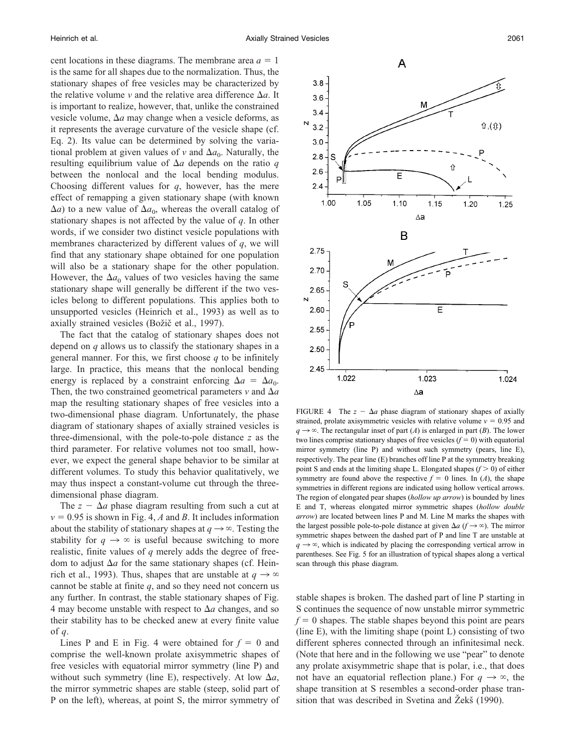cent locations in these diagrams. The membrane area $a = 1$ is the same for all shapes due to the normalization. Thus, the stationary shapes of free vesicles may be characterized by the relative volume $v$ and the relative area difference $\Delta a$. It is important to realize, however, that, unlike the constrained vesicle volume, $\Delta a$ may change when a vesicle deforms, as it represents the average curvature of the vesicle shape (cf. Eq. 2). Its value can be determined by solving the variational problem at given values of $v$ and $\Delta a_0$. Naturally, the resulting equilibrium value of $\Delta a$ depends on the ratio $q$ between the nonlocal and the local bending modulus. Choosing different values for $q$, however, has the mere effect of remapping a given stationary shape (with known $\Delta a$) to a new value of $\Delta a_0$, whereas the overall catalog of stationary shapes is not affected by the value of $q$. In other words, if we consider two distinct vesicle populations with membranes characterized by different values of $q$, we will find that any stationary shape obtained for one population will also be a stationary shape for the other population. However, the $\Delta a_0$ values of two vesicles having the same stationary shape will generally be different if the two vesicles belong to different populations. This applies both to unsupported vesicles (Heinrich et al., 1993) as well as to axially strained vesicles (Božič et al., 1997).

The fact that the catalog of stationary shapes does not depend on $q$ allows us to classify the stationary shapes in a general manner. For this, we first choose $q$ to be infinitely large. In practice, this means that the nonlocal bending energy is replaced by a constraint enforcing $\Delta a = \Delta a_0$. Then, the two constrained geometrical parameters $v$ and $\Delta a$ map the resulting stationary shapes of free vesicles into a two-dimensional phase diagram. Unfortunately, the phase diagram of stationary shapes of axially strained vesicles is three-dimensional, with the pole-to-pole distance $z$ as the third parameter. For relative volumes not too small, however, we expect the general shape behavior to be similar at different volumes. To study this behavior qualitatively, we may thus inspect a constant-volume cut through the three-dimensional phase diagram.

The $z - \Delta a$ phase diagram resulting from such a cut at $v = 0.95$ is shown in Fig. 4, *A* and *B*. It includes information about the stability of stationary shapes at $q \rightarrow \infty$. Testing the stability for $q \rightarrow \infty$ is useful because switching to more realistic, finite values of $q$ merely adds the degree of freedom to adjust $\Delta a$ for the same stationary shapes (cf. Heinrich et al., 1993). Thus, shapes that are unstable at $q \rightarrow \infty$ cannot be stable at finite $q$, and so they need not concern us any further. In contrast, the stable stationary shapes of Fig. 4 may become unstable with respect to $\Delta a$ changes, and so their stability has to be checked anew at every finite value of $q$.

Lines P and E in Fig. 4 were obtained for $f = 0$ and comprise the well-known prolate axisymmetric shapes of free vesicles with equatorial mirror symmetry (line P) and without such symmetry (line E), respectively. At low $\Delta a$, the mirror symmetric shapes are stable (steep, solid part of P on the left), whereas, at point S, the mirror symmetry of

FIGURE 4 The $z - \Delta a$ phase diagram of stationary shapes of axially strained, prolate axisymmetric vesicles with relative volume $v = 0.95$ and $q \rightarrow \infty$. The rectangular inset of part (*A*) is enlarged in part (*B*). The lower two lines comprise stationary shapes of free vesicles ($f = 0$) with equatorial mirror symmetry (line P) and without such symmetry (pears, line E), respectively. The pear line (E) branches off line P at the symmetry breaking point S and ends at the limiting shape L. Elongated shapes ($f > 0$) of either symmetry are found above the respective $f = 0$ lines. In (*A*), the shape symmetries in different regions are indicated using hollow vertical arrows. The region of elongated pear shapes (*hollow up arrow*) is bounded by lines E and T, whereas elongated mirror symmetric shapes (*hollow double arrow*) are located between lines P and M. Line M marks the shapes with the largest possible pole-to-pole distance at given $\Delta a$ ($f \rightarrow \infty$). The mirror symmetric shapes between the dashed part of P and line T are unstable at $q \rightarrow \infty$, which is indicated by placing the corresponding vertical arrow in parentheses. See Fig. 5 for an illustration of typical shapes along a vertical scan through this phase diagram.

stable shapes is broken. The dashed part of line P starting in S continues the sequence of now unstable mirror symmetric $f = 0$ shapes. The stable shapes beyond this point are pears (line E), with the limiting shape (point L) consisting of two different spheres connected through an infinitesimal neck. (Note that here and in the following we use "pear" to denote any prolate axisymmetric shape that is polar, i.e., that does not have an equatorial reflection plane.) For $q \rightarrow \infty$, the shape transition at S resembles a second-order phase transition that was described in Svetina and Žekš (1990).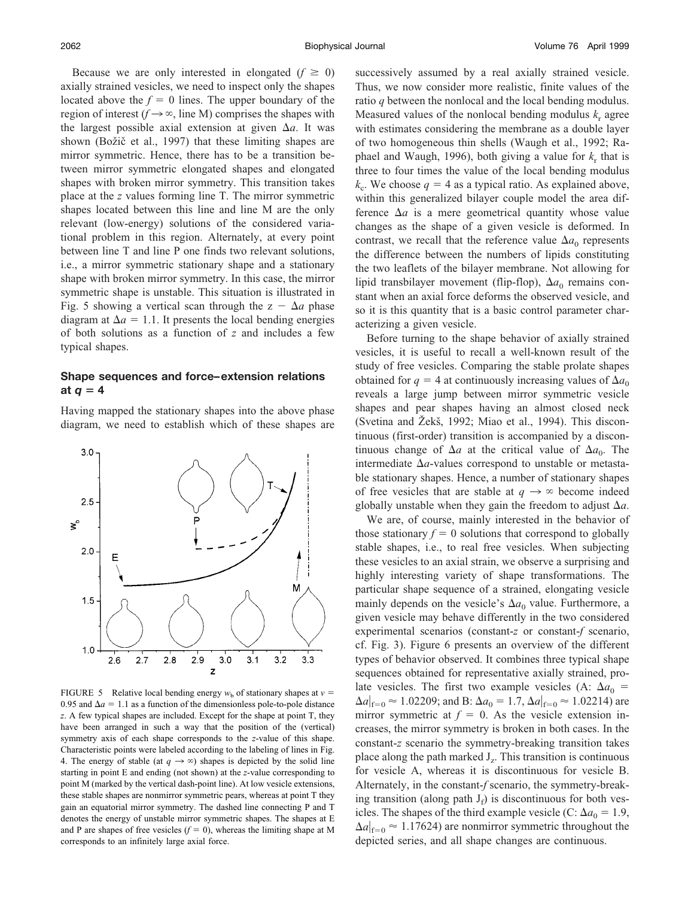Because we are only interested in elongated ($f \geq 0$) axially strained vesicles, we need to inspect only the shapes located above the $f = 0$ lines. The upper boundary of the region of interest ($f \rightarrow \infty$, line M) comprises the shapes with the largest possible axial extension at given $\Delta a$. It was shown (Božič et al., 1997) that these limiting shapes are mirror symmetric. Hence, there has to be a transition between mirror symmetric elongated shapes and elongated shapes with broken mirror symmetry. This transition takes place at the $z$ values forming line T. The mirror symmetric shapes located between this line and line M are the only relevant (low-energy) solutions of the considered variational problem in this region. Alternately, at every point between line T and line P one finds two relevant solutions, i.e., a mirror symmetric stationary shape and a stationary shape with broken mirror symmetry. In this case, the mirror symmetric shape is unstable. This situation is illustrated in Fig. 5 showing a vertical scan through the $z - \Delta a$ phase diagram at $\Delta a = 1.1$. It presents the local bending energies of both solutions as a function of $z$ and includes a few typical shapes.

## Shape sequences and force–extension relations at $q = 4$

Having mapped the stationary shapes into the above phase diagram, we need to establish which of these shapes are

FIGURE 5 Relative local bending energy $w_b$ of stationary shapes at $v = 0.95$ and $\Delta a = 1.1$ as a function of the dimensionless pole-to-pole distance $z$. A few typical shapes are included. Except for the shape at point T, they have been arranged in such a way that the position of the (vertical) symmetry axis of each shape corresponds to the $z$-value of this shape. Characteristic points were labeled according to the labeling of lines in Fig. 4. The energy of stable (at $q \rightarrow \infty$) shapes is depicted by the solid line starting in point E and ending (not shown) at the $z$-value corresponding to point M (marked by the vertical dash-point line). At low vesicle extensions, these stable shapes are nonmirror symmetric pears, whereas at point T they gain an equatorial mirror symmetry. The dashed line connecting P and T denotes the energy of unstable mirror symmetric shapes. The shapes at E and P are shapes of free vesicles ($f = 0$), whereas the limiting shape at M corresponds to an infinitely large axial force.

successively assumed by a real axially strained vesicle. Thus, we now consider more realistic, finite values of the ratio $q$ between the nonlocal and the local bending modulus. Measured values of the nonlocal bending modulus $k_r$ agree with estimates considering the membrane as a double layer of two homogeneous thin shells (Waugh et al., 1992; Raphael and Waugh, 1996), both giving a value for $k_r$ that is three to four times the value of the local bending modulus $k_c$. We choose $q = 4$ as a typical ratio. As explained above, within this generalized bilayer couple model the area difference $\Delta a$ is a mere geometrical quantity whose value changes as the shape of a given vesicle is deformed. In contrast, we recall that the reference value $\Delta a_0$ represents the difference between the numbers of lipids constituting the two leaflets of the bilayer membrane. Not allowing for lipid transbilayer movement (flip-flop), $\Delta a_0$ remains constant when an axial force deforms the observed vesicle, and so it is this quantity that is a basic control parameter characterizing a given vesicle.

Before turning to the shape behavior of axially strained vesicles, it is useful to recall a well-known result of the study of free vesicles. Comparing the stable prolate shapes obtained for $q = 4$ at continuously increasing values of $\Delta a_0$ reveals a large jump between mirror symmetric vesicle shapes and pear shapes having an almost closed neck (Svetina and Žekš, 1992; Miao et al., 1994). This discontinuous (first-order) transition is accompanied by a discontinuous change of $\Delta a$ at the critical value of $\Delta a_0$. The intermediate $\Delta a$-values correspond to unstable or metastable stationary shapes. Hence, a number of stationary shapes of free vesicles that are stable at $q \rightarrow \infty$ become indeed globally unstable when they gain the freedom to adjust $\Delta a$.

We are, of course, mainly interested in the behavior of those stationary $f = 0$ solutions that correspond to globally stable shapes, i.e., to real free vesicles. When subjecting these vesicles to an axial strain, we observe a surprising and highly interesting variety of shape transformations. The particular shape sequence of a strained, elongating vesicle mainly depends on the vesicle's $\Delta a_0$ value. Furthermore, a given vesicle may behave differently in the two considered experimental scenarios (constant-$z$ or constant-$f$ scenario, cf. Fig. 3). Figure 6 presents an overview of the different types of behavior observed. It combines three typical shape sequences obtained for representative axially strained, prolate vesicles. The first two example vesicles (A: $\Delta a_0 = \Delta a|_{f=0} \approx 1.02209$; and B: $\Delta a_0 = 1.7$, $\Delta a|_{f=0} \approx 1.02214$) are mirror symmetric at $f = 0$. As the vesicle extension increases, the mirror symmetry is broken in both cases. In the constant-$z$ scenario the symmetry-breaking transition takes place along the path marked $J_z$. This transition is continuous for vesicle A, whereas it is discontinuous for vesicle B. Alternately, in the constant-$f$ scenario, the symmetry-breaking transition (along path $J_f$) is discontinuous for both vesicles. The shapes of the third example vesicle (C: $\Delta a_0 = 1.9$, $\Delta a|_{f=0} \approx 1.17624$) are nonmirror symmetric throughout the depicted series, and all shape changes are continuous.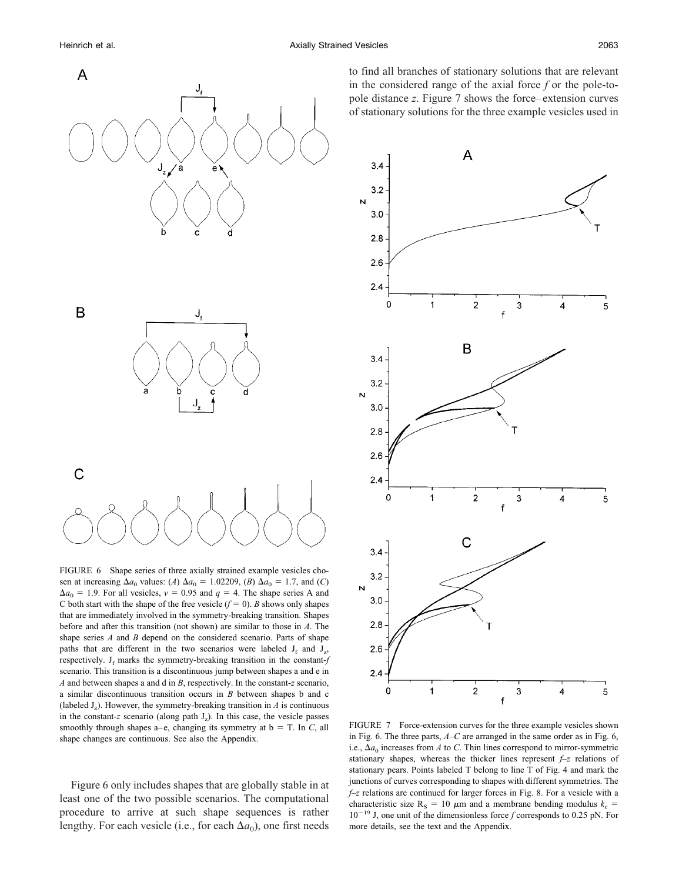FIGURE 6 Shape series of three axially strained example vesicles chosen at increasing $\Delta a_0$ values: (*A*) $\Delta a_0 = 1.02209$, (*B*) $\Delta a_0 = 1.7$, and (*C*) $\Delta a_0 = 1.9$. For all vesicles, $v = 0.95$ and $q = 4$. The shape series A and C both start with the shape of the free vesicle ($f = 0$). *B* shows only shapes that are immediately involved in the symmetry-breaking transition. Shapes before and after this transition (not shown) are similar to those in *A*. The shape series *A* and *B* depend on the considered scenario. Parts of shape paths that are different in the two scenarios were labeled $J_f$ and $J_z$, respectively. $J_f$ marks the symmetry-breaking transition in the constant-*f* scenario. This transition is a discontinuous jump between shapes a and e in *A* and between shapes a and d in *B*, respectively. In the constant-*z* scenario, a similar discontinuous transition occurs in *B* between shapes b and c (labeled $J_z$). However, the symmetry-breaking transition in *A* is continuous in the constant-*z* scenario (along path $J_z$). In this case, the vesicle passes smoothly through shapes a–e, changing its symmetry at b = T. In *C*, all shape changes are continuous. See also the Appendix.

Figure 6 only includes shapes that are globally stable in at least one of the two possible scenarios. The computational procedure to arrive at such shape sequences is rather lengthy. For each vesicle (i.e., for each $\Delta a_0$), one first needs to find all branches of stationary solutions that are relevant in the considered range of the axial force *f* or the pole-to-pole distance *z*. Figure 7 shows the force–extension curves of stationary solutions for the three example vesicles used in

FIGURE 7 Force-extension curves for the three example vesicles shown in Fig. 6. The three parts, *A*–*C* are arranged in the same order as in Fig. 6, i.e., $\Delta a_0$ increases from *A* to *C*. Thin lines correspond to mirror-symmetric stationary shapes, whereas the thicker lines represent *f*–*z* relations of stationary pears. Points labeled T belong to line T of Fig. 4 and mark the junctions of curves corresponding to shapes with different symmetries. The *f*–*z* relations are continued for larger forces in Fig. 8. For a vesicle with a characteristic size $R_S = 10$ μm and a membrane bending modulus $k_c = 10^{-19}$ J, one unit of the dimensionless force *f* corresponds to 0.25 pN. For more details, see the text and the Appendix.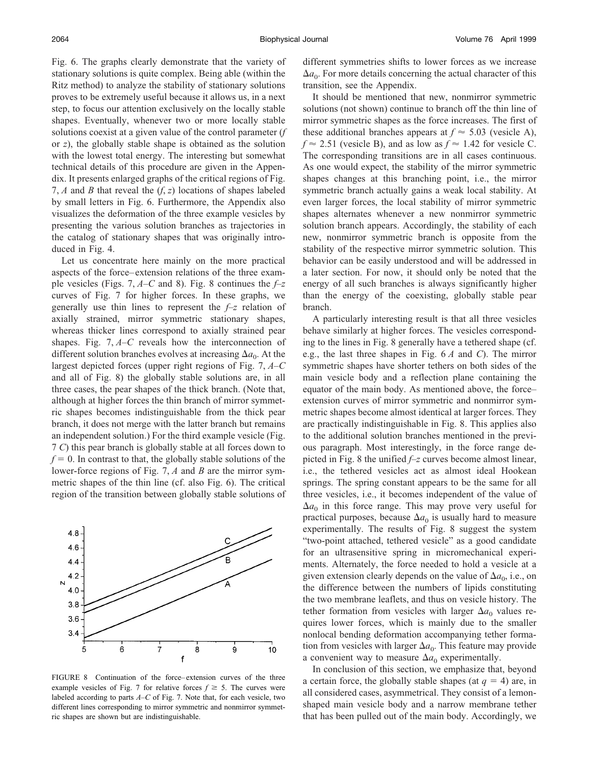Fig. 6. The graphs clearly demonstrate that the variety of stationary solutions is quite complex. Being able (within the Ritz method) to analyze the stability of stationary solutions proves to be extremely useful because it allows us, in a next step, to focus our attention exclusively on the locally stable shapes. Eventually, whenever two or more locally stable solutions coexist at a given value of the control parameter ($f$ or $z$), the globally stable shape is obtained as the solution with the lowest total energy. The interesting but somewhat technical details of this procedure are given in the Appendix. It presents enlarged graphs of the critical regions of Fig. 7, *A* and *B* that reveal the ($f$, $z$) locations of shapes labeled by small letters in Fig. 6. Furthermore, the Appendix also visualizes the deformation of the three example vesicles by presenting the various solution branches as trajectories in the catalog of stationary shapes that was originally introduced in Fig. 4.

Let us concentrate here mainly on the more practical aspects of the force–extension relations of the three example vesicles (Figs. 7, *A–C* and 8). Fig. 8 continues the $f$–$z$ curves of Fig. 7 for higher forces. In these graphs, we generally use thin lines to represent the $f$–$z$ relation of axially strained, mirror symmetric stationary shapes, whereas thicker lines correspond to axially strained pear shapes. Fig. 7, *A–C* reveals how the interconnection of different solution branches evolves at increasing $\Delta a_0$. At the largest depicted forces (upper right regions of Fig. 7, *A–C* and all of Fig. 8) the globally stable solutions are, in all three cases, the pear shapes of the thick branch. (Note that, although at higher forces the thin branch of mirror symmetric shapes becomes indistinguishable from the thick pear branch, it does not merge with the latter branch but remains an independent solution.) For the third example vesicle (Fig. 7 *C*) this pear branch is globally stable at all forces down to $f = 0$. In contrast to that, the globally stable solutions of the lower-force regions of Fig. 7, *A* and *B* are the mirror symmetric shapes of the thin line (cf. also Fig. 6). The critical region of the transition between globally stable solutions of different symmetries shifts to lower forces as we increase $\Delta a_0$. For more details concerning the actual character of this transition, see the Appendix.

It should be mentioned that new, nonmirror symmetric solutions (not shown) continue to branch off the thin line of mirror symmetric shapes as the force increases. The first of these additional branches appears at $f \approx 5.03$ (vesicle A), $f \approx 2.51$ (vesicle B), and as low as $f \approx 1.42$ for vesicle C. The corresponding transitions are in all cases continuous. As one would expect, the stability of the mirror symmetric shapes changes at this branching point, i.e., the mirror symmetric branch actually gains a weak local stability. At even larger forces, the local stability of mirror symmetric shapes alternates whenever a new nonmirror symmetric solution branch appears. Accordingly, the stability of each new, nonmirror symmetric branch is opposite from the stability of the respective mirror symmetric solution. This behavior can be easily understood and will be addressed in a later section. For now, it should only be noted that the energy of all such branches is always significantly higher than the energy of the coexisting, globally stable pear branch.

A particularly interesting result is that all three vesicles behave similarly at higher forces. The vesicles corresponding to the lines in Fig. 8 generally have a tethered shape (cf. e.g., the last three shapes in Fig. 6 *A* and *C*). The mirror symmetric shapes have shorter tethers on both sides of the main vesicle body and a reflection plane containing the equator of the main body. As mentioned above, the force–extension curves of mirror symmetric and nonmirror symmetric shapes become almost identical at larger forces. They are practically indistinguishable in Fig. 8. This applies also to the additional solution branches mentioned in the previous paragraph. Most interestingly, in the force range depicted in Fig. 8 the unified $f$–$z$ curves become almost linear, i.e., the tethered vesicles act as almost ideal Hookean springs. The spring constant appears to be the same for all three vesicles, i.e., it becomes independent of the value of $\Delta a_0$ in this force range. This may prove very useful for practical purposes, because $\Delta a_0$ is usually hard to measure experimentally. The results of Fig. 8 suggest the system "two-point attached, tethered vesicle" as a good candidate for an ultrasensitive spring in micromechanical experiments. Alternately, the force needed to hold a vesicle at a given extension clearly depends on the value of $\Delta a_0$, i.e., on the difference between the numbers of lipids constituting the two membrane leaflets, and thus on vesicle history. The tether formation from vesicles with larger $\Delta a_0$ values requires lower forces, which is mainly due to the smaller nonlocal bending deformation accompanying tether formation from vesicles with larger $\Delta a_0$. This feature may provide a convenient way to measure $\Delta a_0$ experimentally.

In conclusion of this section, we emphasize that, beyond a certain force, the globally stable shapes (at $q = 4$) are, in all considered cases, asymmetrical. They consist of a lemon-shaped main vesicle body and a narrow membrane tether that has been pulled out of the main body. Accordingly, we

FIGURE 8 Continuation of the force–extension curves of the three example vesicles of Fig. 7 for relative forces $f \geq 5$. The curves were labeled according to parts *A–C* of Fig. 7. Note that, for each vesicle, two different lines corresponding to mirror symmetric and nonmirror symmetric shapes are shown but are indistinguishable.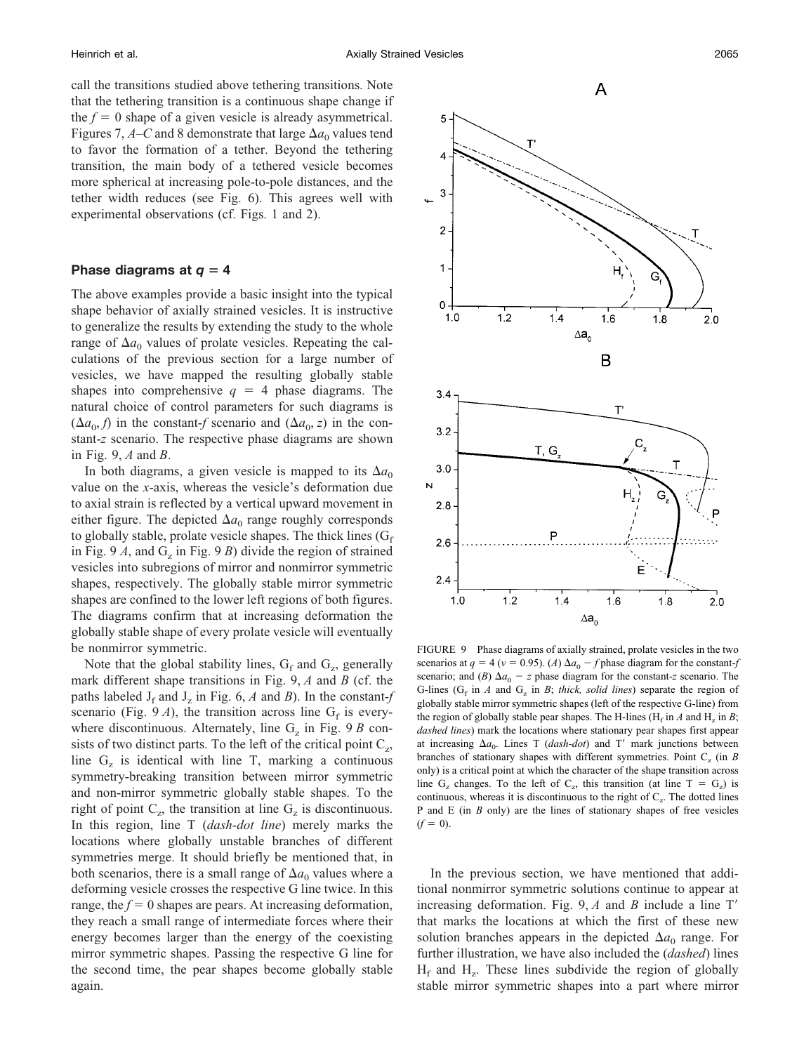call the transitions studied above tethering transitions. Note that the tethering transition is a continuous shape change if the $f = 0$ shape of a given vesicle is already asymmetrical. Figures 7, *A–C* and 8 demonstrate that large $\Delta a_0$ values tend to favor the formation of a tether. Beyond the tethering transition, the main body of a tethered vesicle becomes more spherical at increasing pole-to-pole distances, and the tether width reduces (see Fig. 6). This agrees well with experimental observations (cf. Figs. 1 and 2).

### Phase diagrams at $q = 4$

The above examples provide a basic insight into the typical shape behavior of axially strained vesicles. It is instructive to generalize the results by extending the study to the whole range of $\Delta a_0$ values of prolate vesicles. Repeating the calculations of the previous section for a large number of vesicles, we have mapped the resulting globally stable shapes into comprehensive $q = 4$ phase diagrams. The natural choice of control parameters for such diagrams is ($\Delta a_0$, $f$) in the constant-$f$ scenario and ($\Delta a_0$, $z$) in the constant-$z$ scenario. The respective phase diagrams are shown in Fig. 9, *A* and *B*.

In both diagrams, a given vesicle is mapped to its $\Delta a_0$ value on the $x$-axis, whereas the vesicle's deformation due to axial strain is reflected by a vertical upward movement in either figure. The depicted $\Delta a_0$ range roughly corresponds to globally stable, prolate vesicle shapes. The thick lines ($G_f$ in Fig. 9 *A*, and $G_z$ in Fig. 9 *B*) divide the region of strained vesicles into subregions of mirror and nonmirror symmetric shapes, respectively. The globally stable mirror symmetric shapes are confined to the lower left regions of both figures. The diagrams confirm that at increasing deformation the globally stable shape of every prolate vesicle will eventually be nonmirror symmetric.

Note that the global stability lines, $G_f$ and $G_z$, generally mark different shape transitions in Fig. 9, *A* and *B* (cf. the paths labeled $J_f$ and $J_z$ in Fig. 6, *A* and *B*). In the constant-$f$ scenario (Fig. 9 *A*), the transition across line $G_f$ is everywhere discontinuous. Alternately, line $G_z$ in Fig. 9 *B* consists of two distinct parts. To the left of the critical point $C_z$, line $G_z$ is identical with line T, marking a continuous symmetry-breaking transition between mirror symmetric and non-mirror symmetric globally stable shapes. To the right of point $C_z$, the transition at line $G_z$ is discontinuous. In this region, line T (*dash-dot line*) merely marks the locations where globally unstable branches of different symmetries merge. It should briefly be mentioned that, in both scenarios, there is a small range of $\Delta a_0$ values where a deforming vesicle crosses the respective G line twice. In this range, the $f = 0$ shapes are pears. At increasing deformation, they reach a small range of intermediate forces where their energy becomes larger than the energy of the coexisting mirror symmetric shapes. Passing the respective G line for the second time, the pear shapes become globally stable again.

FIGURE 9 Phase diagrams of axially strained, prolate vesicles in the two scenarios at $q = 4$ ($v = 0.95$). (*A*) $\Delta a_0 - f$ phase diagram for the constant-$f$ scenario; and (*B*) $\Delta a_0 - z$ phase diagram for the constant-$z$ scenario. The G-lines ($G_f$ in *A* and $G_z$ in *B*; *thick, solid lines*) separate the region of globally stable mirror symmetric shapes (left of the respective G-line) from the region of globally stable pear shapes. The H-lines ($H_f$ in *A* and $H_z$ in *B*; *dashed lines*) mark the locations where stationary pear shapes first appear at increasing $\Delta a_0$. Lines T (*dash-dot*) and T′ mark junctions between branches of stationary shapes with different symmetries. Point $C_z$ (in *B* only) is a critical point at which the character of the shape transition across line $G_z$ changes. To the left of $C_z$, this transition (at line T = $G_z$) is continuous, whereas it is discontinuous to the right of $C_z$. The dotted lines P and E (in *B* only) are the lines of stationary shapes of free vesicles ($f = 0$).

In the previous section, we have mentioned that additional nonmirror symmetric solutions continue to appear at increasing deformation. Fig. 9, *A* and *B* include a line T′ that marks the locations at which the first of these new solution branches appears in the depicted $\Delta a_0$ range. For further illustration, we have also included the (*dashed*) lines $H_f$ and $H_z$. These lines subdivide the region of globally stable mirror symmetric shapes into a part where mirror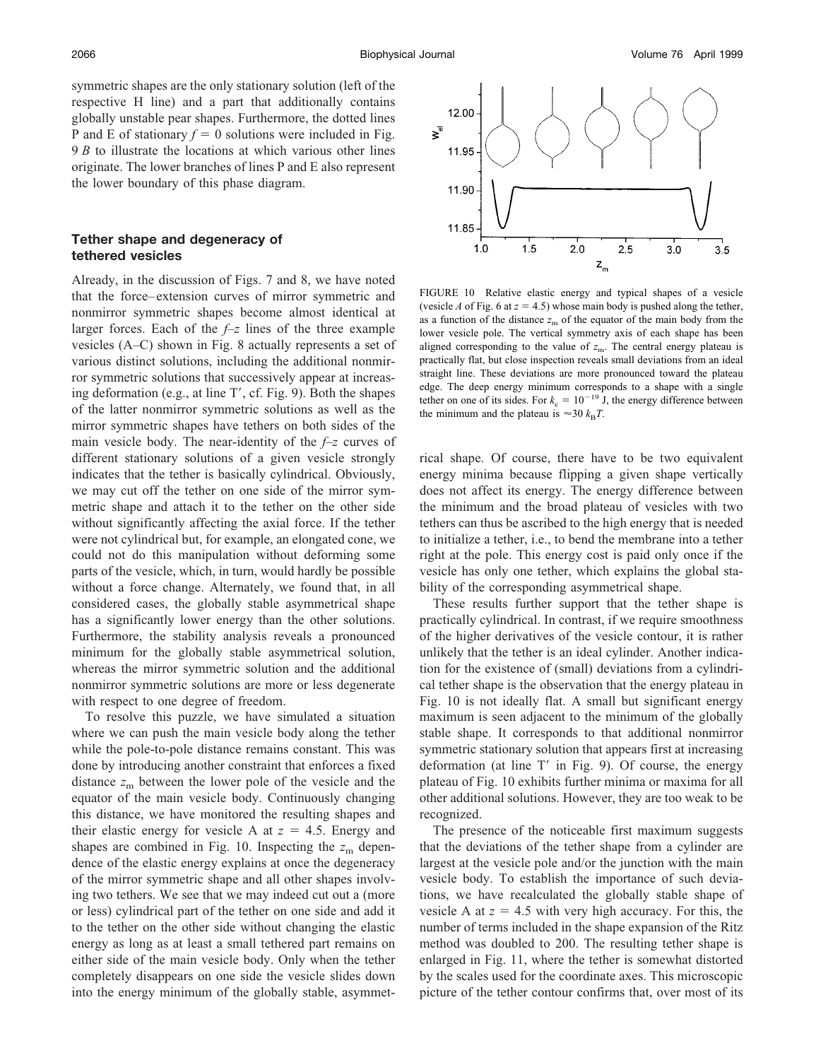symmetric shapes are the only stationary solution (left of the respective H line) and a part that additionally contains globally unstable pear shapes. Furthermore, the dotted lines P and E of stationary $f = 0$ solutions were included in Fig. 9 *B* to illustrate the locations at which various other lines originate. The lower branches of lines P and E also represent the lower boundary of this phase diagram.

## Tether shape and degeneracy of tethered vesicles

Already, in the discussion of Figs. 7 and 8, we have noted that the force–extension curves of mirror symmetric and nonmirror symmetric shapes become almost identical at larger forces. Each of the $f$–$z$ lines of the three example vesicles (A–C) shown in Fig. 8 actually represents a set of various distinct solutions, including the additional nonmirror symmetric solutions that successively appear at increasing deformation (e.g., at line T′, cf. Fig. 9). Both the shapes of the latter nonmirror symmetric solutions as well as the mirror symmetric shapes have tethers on both sides of the main vesicle body. The near-identity of the $f$–$z$ curves of different stationary solutions of a given vesicle strongly indicates that the tether is basically cylindrical. Obviously, we may cut off the tether on one side of the mirror symmetric shape and attach it to the tether on the other side without significantly affecting the axial force. If the tether were not cylindrical but, for example, an elongated cone, we could not do this manipulation without deforming some parts of the vesicle, which, in turn, would hardly be possible without a force change. Alternately, we found that, in all considered cases, the globally stable asymmetrical shape has a significantly lower energy than the other solutions. Furthermore, the stability analysis reveals a pronounced minimum for the globally stable asymmetrical solution, whereas the mirror symmetric solution and the additional nonmirror symmetric solutions are more or less degenerate with respect to one degree of freedom.

To resolve this puzzle, we have simulated a situation where we can push the main vesicle body along the tether while the pole-to-pole distance remains constant. This was done by introducing another constraint that enforces a fixed distance $z_m$ between the lower pole of the vesicle and the equator of the main vesicle body. Continuously changing this distance, we have monitored the resulting shapes and their elastic energy for vesicle A at $z = 4.5$. Energy and shapes are combined in Fig. 10. Inspecting the $z_m$ dependence of the elastic energy explains at once the degeneracy of the mirror symmetric shape and all other shapes involving two tethers. We see that we may indeed cut out a (more or less) cylindrical part of the tether on one side and add it to the tether on the other side without changing the elastic energy as long as at least a small tethered part remains on either side of the main vesicle body. Only when the tether completely disappears on one side the vesicle slides down into the energy minimum of the globally stable, asymmetrical shape. Of course, there have to be two equivalent energy minima because flipping a given shape vertically does not affect its energy. The energy difference between the minimum and the broad plateau of vesicles with two tethers can thus be ascribed to the high energy that is needed to initialize a tether, i.e., to bend the membrane into a tether right at the pole. This energy cost is paid only once if the vesicle has only one tether, which explains the global stability of the corresponding asymmetrical shape.

FIGURE 10 Relative elastic energy and typical shapes of a vesicle (vesicle *A* of Fig. 6 at $z = 4.5$) whose main body is pushed along the tether, as a function of the distance $z_m$ of the equator of the main body from the lower vesicle pole. The vertical symmetry axis of each shape has been aligned corresponding to the value of $z_m$. The central energy plateau is practically flat, but close inspection reveals small deviations from an ideal straight line. These deviations are more pronounced toward the plateau edge. The deep energy minimum corresponds to a shape with a single tether on one of its sides. For $k_c = 10^{-19}$ J, the energy difference between the minimum and the plateau is $\approx 30\ k_BT$.

These results further support that the tether shape is practically cylindrical. In contrast, if we require smoothness of the higher derivatives of the vesicle contour, it is rather unlikely that the tether is an ideal cylinder. Another indication for the existence of (small) deviations from a cylindrical tether shape is the observation that the energy plateau in Fig. 10 is not ideally flat. A small but significant energy maximum is seen adjacent to the minimum of the globally stable shape. It corresponds to that additional nonmirror symmetric stationary solution that appears first at increasing deformation (at line T′ in Fig. 9). Of course, the energy plateau of Fig. 10 exhibits further minima or maxima for all other additional solutions. However, they are too weak to be recognized.

The presence of the noticeable first maximum suggests that the deviations of the tether shape from a cylinder are largest at the vesicle pole and/or the junction with the main vesicle body. To establish the importance of such deviations, we have recalculated the globally stable shape of vesicle A at $z = 4.5$ with very high accuracy. For this, the number of terms included in the shape expansion of the Ritz method was doubled to 200. The resulting tether shape is enlarged in Fig. 11, where the tether is somewhat distorted by the scales used for the coordinate axes. This microscopic picture of the tether contour confirms that, over most of its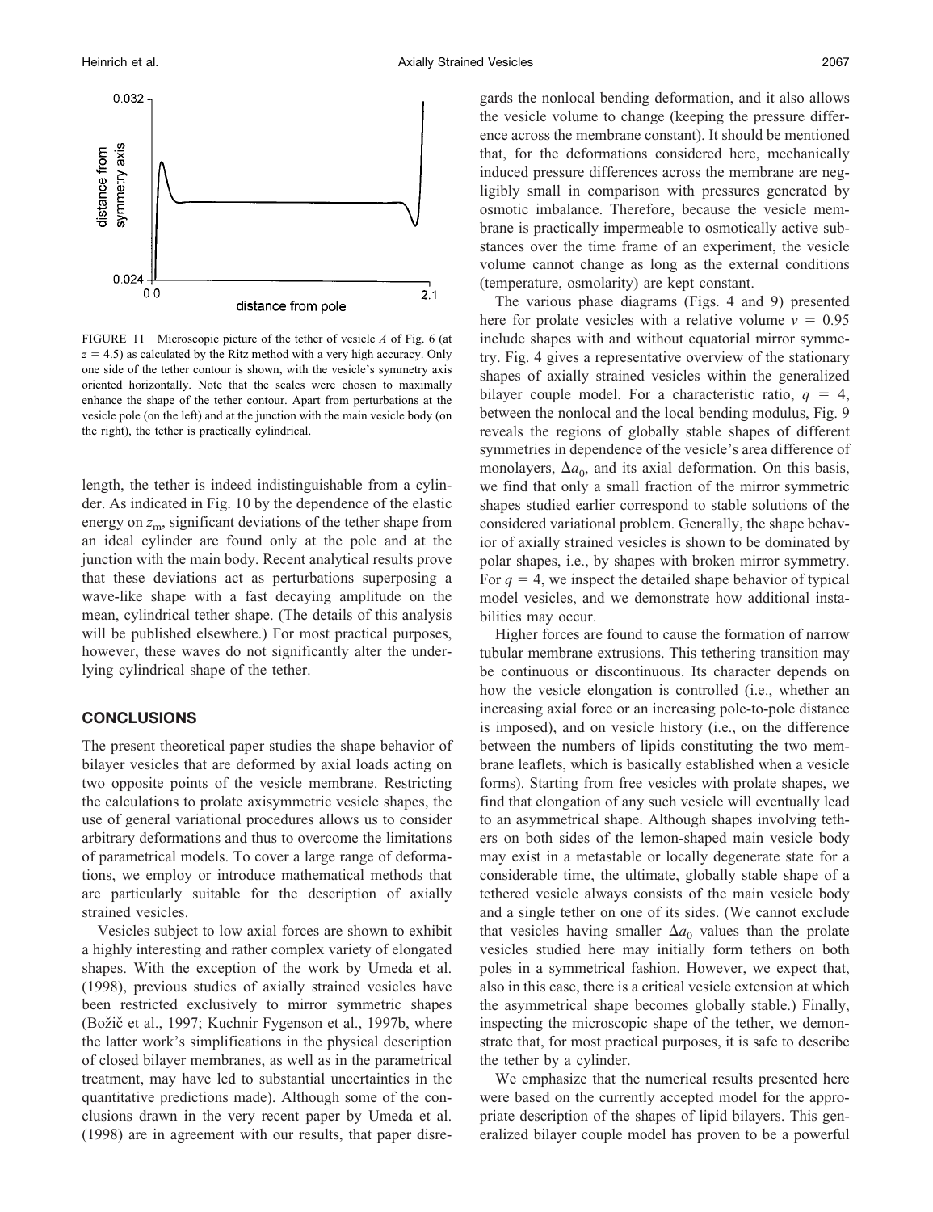FIGURE 11 Microscopic picture of the tether of vesicle *A* of Fig. 6 (at $z = 4.5$) as calculated by the Ritz method with a very high accuracy. Only one side of the tether contour is shown, with the vesicle's symmetry axis oriented horizontally. Note that the scales were chosen to maximally enhance the shape of the tether contour. Apart from perturbations at the vesicle pole (on the left) and at the junction with the main vesicle body (on the right), the tether is practically cylindrical.

length, the tether is indeed indistinguishable from a cylinder. As indicated in Fig. 10 by the dependence of the elastic energy on $z_m$, significant deviations of the tether shape from an ideal cylinder are found only at the pole and at the junction with the main body. Recent analytical results prove that these deviations act as perturbations superposing a wave-like shape with a fast decaying amplitude on the mean, cylindrical tether shape. (The details of this analysis will be published elsewhere.) For most practical purposes, however, these waves do not significantly alter the underlying cylindrical shape of the tether.

## CONCLUSIONS

The present theoretical paper studies the shape behavior of bilayer vesicles that are deformed by axial loads acting on two opposite points of the vesicle membrane. Restricting the calculations to prolate axisymmetric vesicle shapes, the use of general variational procedures allows us to consider arbitrary deformations and thus to overcome the limitations of parametrical models. To cover a large range of deformations, we employ or introduce mathematical methods that are particularly suitable for the description of axially strained vesicles.

Vesicles subject to low axial forces are shown to exhibit a highly interesting and rather complex variety of elongated shapes. With the exception of the work by Umeda et al. (1998), previous studies of axially strained vesicles have been restricted exclusively to mirror symmetric shapes (Božič et al., 1997; Kuchnir Fygenson et al., 1997b, where the latter work's simplifications in the physical description of closed bilayer membranes, as well as in the parametrical treatment, may have led to substantial uncertainties in the quantitative predictions made). Although some of the conclusions drawn in the very recent paper by Umeda et al. (1998) are in agreement with our results, that paper disregards the nonlocal bending deformation, and it also allows the vesicle volume to change (keeping the pressure difference across the membrane constant). It should be mentioned that, for the deformations considered here, mechanically induced pressure differences across the membrane are negligibly small in comparison with pressures generated by osmotic imbalance. Therefore, because the vesicle membrane is practically impermeable to osmotically active substances over the time frame of an experiment, the vesicle volume cannot change as long as the external conditions (temperature, osmolarity) are kept constant.

The various phase diagrams (Figs. 4 and 9) presented here for prolate vesicles with a relative volume $v = 0.95$ include shapes with and without equatorial mirror symmetry. Fig. 4 gives a representative overview of the stationary shapes of axially strained vesicles within the generalized bilayer couple model. For a characteristic ratio, $q = 4$, between the nonlocal and the local bending modulus, Fig. 9 reveals the regions of globally stable shapes of different symmetries in dependence of the vesicle's area difference of monolayers, $\Delta a_0$, and its axial deformation. On this basis, we find that only a small fraction of the mirror symmetric shapes studied earlier correspond to stable solutions of the considered variational problem. Generally, the shape behavior of axially strained vesicles is shown to be dominated by polar shapes, i.e., by shapes with broken mirror symmetry. For $q = 4$, we inspect the detailed shape behavior of typical model vesicles, and we demonstrate how additional instabilities may occur.

Higher forces are found to cause the formation of narrow tubular membrane extrusions. This tethering transition may be continuous or discontinuous. Its character depends on how the vesicle elongation is controlled (i.e., whether an increasing axial force or an increasing pole-to-pole distance is imposed), and on vesicle history (i.e., on the difference between the numbers of lipids constituting the two membrane leaflets, which is basically established when a vesicle forms). Starting from free vesicles with prolate shapes, we find that elongation of any such vesicle will eventually lead to an asymmetrical shape. Although shapes involving tethers on both sides of the lemon-shaped main vesicle body may exist in a metastable or locally degenerate state for a considerable time, the ultimate, globally stable shape of a tethered vesicle always consists of the main vesicle body and a single tether on one of its sides. (We cannot exclude that vesicles having smaller $\Delta a_0$ values than the prolate vesicles studied here may initially form tethers on both poles in a symmetrical fashion. However, we expect that, also in this case, there is a critical vesicle extension at which the asymmetrical shape becomes globally stable.) Finally, inspecting the microscopic shape of the tether, we demonstrate that, for most practical purposes, it is safe to describe the tether by a cylinder.

We emphasize that the numerical results presented here were based on the currently accepted model for the appropriate description of the shapes of lipid bilayers. This generalized bilayer couple model has proven to be a powerful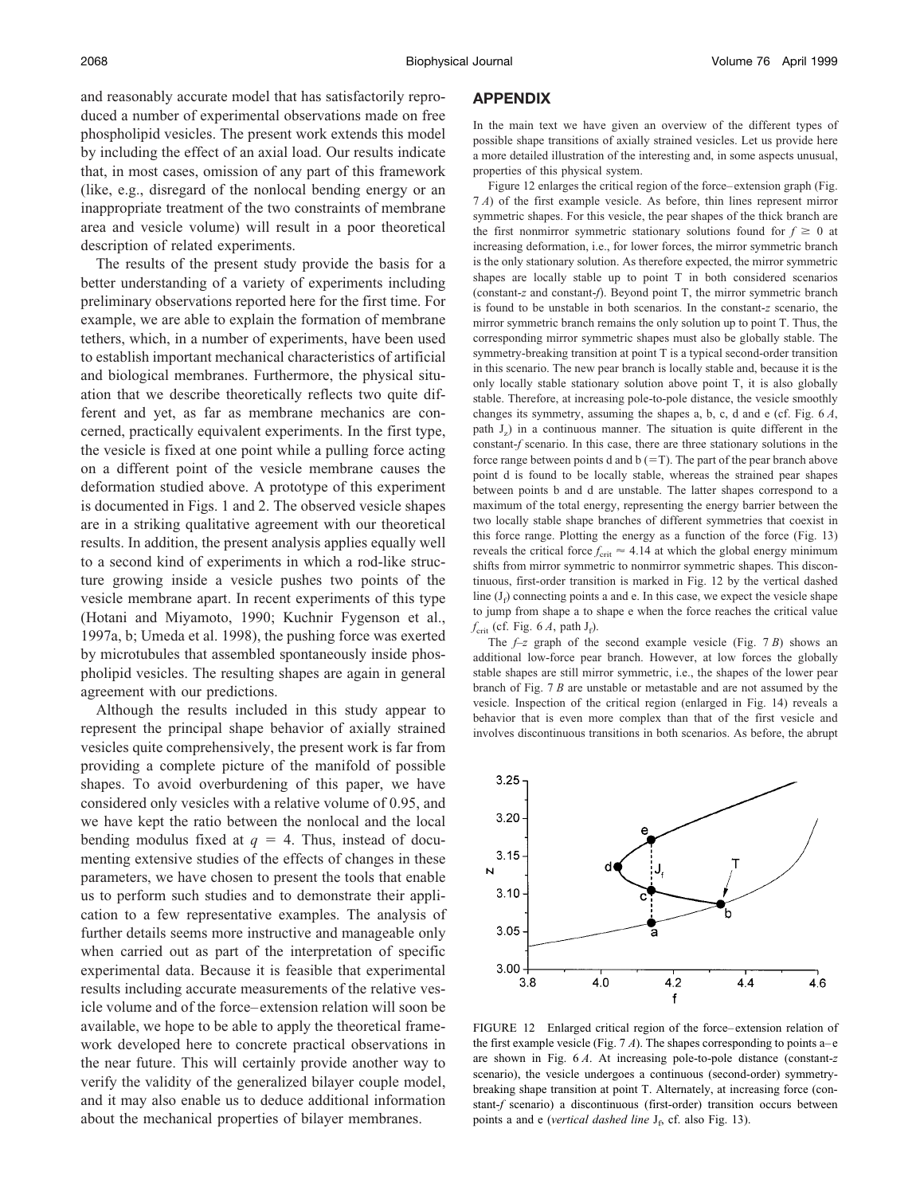and reasonably accurate model that has satisfactorily reproduced a number of experimental observations made on free phospholipid vesicles. The present work extends this model by including the effect of an axial load. Our results indicate that, in most cases, omission of any part of this framework (like, e.g., disregard of the nonlocal bending energy or an inappropriate treatment of the two constraints of membrane area and vesicle volume) will result in a poor theoretical description of related experiments.

The results of the present study provide the basis for a better understanding of a variety of experiments including preliminary observations reported here for the first time. For example, we are able to explain the formation of membrane tethers, which, in a number of experiments, have been used to establish important mechanical characteristics of artificial and biological membranes. Furthermore, the physical situation that we describe theoretically reflects two quite different and yet, as far as membrane mechanics are concerned, practically equivalent experiments. In the first type, the vesicle is fixed at one point while a pulling force acting on a different point of the vesicle membrane causes the deformation studied above. A prototype of this experiment is documented in Figs. 1 and 2. The observed vesicle shapes are in a striking qualitative agreement with our theoretical results. In addition, the present analysis applies equally well to a second kind of experiments in which a rod-like structure growing inside a vesicle pushes two points of the vesicle membrane apart. In recent experiments of this type (Hotani and Miyamoto, 1990; Kuchnir Fygenson et al., 1997a, b; Umeda et al. 1998), the pushing force was exerted by microtubules that assembled spontaneously inside phospholipid vesicles. The resulting shapes are again in general agreement with our predictions.

Although the results included in this study appear to represent the principal shape behavior of axially strained vesicles quite comprehensively, the present work is far from providing a complete picture of the manifold of possible shapes. To avoid overburdening of this paper, we have considered only vesicles with a relative volume of 0.95, and we have kept the ratio between the nonlocal and the local bending modulus fixed at $q = 4$. Thus, instead of documenting extensive studies of the effects of changes in these parameters, we have chosen to present the tools that enable us to perform such studies and to demonstrate their application to a few representative examples. The analysis of further details seems more instructive and manageable only when carried out as part of the interpretation of specific experimental data. Because it is feasible that experimental results including accurate measurements of the relative vesicle volume and of the force–extension relation will soon be available, we hope to be able to apply the theoretical framework developed here to concrete practical observations in the near future. This will certainly provide another way to verify the validity of the generalized bilayer couple model, and it may also enable us to deduce additional information about the mechanical properties of bilayer membranes.

## APPENDIX

In the main text we have given an overview of the different types of possible shape transitions of axially strained vesicles. Let us provide here a more detailed illustration of the interesting and, in some aspects unusual, properties of this physical system.

Figure 12 enlarges the critical region of the force–extension graph (Fig. 7 *A*) of the first example vesicle. As before, thin lines represent mirror symmetric shapes. For this vesicle, the pear shapes of the thick branch are the first nonmirror symmetric stationary solutions found for $f \geq 0$ at increasing deformation, i.e., for lower forces, the mirror symmetric branch is the only stationary solution. As therefore expected, the mirror symmetric shapes are locally stable up to point T in both considered scenarios (constant-$z$ and constant-$f$). Beyond point T, the mirror symmetric branch is found to be unstable in both scenarios. In the constant-$z$ scenario, the mirror symmetric branch remains the only solution up to point T. Thus, the corresponding mirror symmetric shapes must also be globally stable. The symmetry-breaking transition at point T is a typical second-order transition in this scenario. The new pear branch is locally stable and, because it is the only locally stable stationary solution above point T, it is also globally stable. Therefore, at increasing pole-to-pole distance, the vesicle smoothly changes its symmetry, assuming the shapes a, b, c, d and e (cf. Fig. 6 *A*, path $J_z$) in a continuous manner. The situation is quite different in the constant-$f$ scenario. In this case, there are three stationary solutions in the force range between points d and b (=T). The part of the pear branch above point d is found to be locally stable, whereas the strained pear shapes between points b and d are unstable. The latter shapes correspond to a maximum of the total energy, representing the energy barrier between the two locally stable shape branches of different symmetries that coexist in this force range. Plotting the energy as a function of the force (Fig. 13) reveals the critical force $f_{crit} \approx 4.14$ at which the global energy minimum shifts from mirror symmetric to nonmirror symmetric shapes. This discontinuous, first-order transition is marked in Fig. 12 by the vertical dashed line ($J_f$) connecting points a and e. In this case, we expect the vesicle shape to jump from shape a to shape e when the force reaches the critical value $f_{crit}$ (cf. Fig. 6 *A*, path $J_f$).

The $f$–$z$ graph of the second example vesicle (Fig. 7 *B*) shows an additional low-force pear branch. However, at low forces the globally stable shapes are still mirror symmetric, i.e., the shapes of the lower pear branch of Fig. 7 *B* are unstable or metastable and are not assumed by the vesicle. Inspection of the critical region (enlarged in Fig. 14) reveals a behavior that is even more complex than that of the first vesicle and involves discontinuous transitions in both scenarios. As before, the abrupt

3.25
3.20
3.15
3.10
3.05
3.00
z
3.8
4.0
4.2
4.4
4.6
f
e
d
c
b
a
T
$J_f$

FIGURE 12 Enlarged critical region of the force–extension relation of the first example vesicle (Fig. 7 *A*). The shapes corresponding to points a–e are shown in Fig. 6 *A*. At increasing pole-to-pole distance (constant-$z$ scenario), the vesicle undergoes a continuous (second-order) symmetry-breaking shape transition at point T. Alternately, at increasing force (constant-$f$ scenario) a discontinuous (first-order) transition occurs between points a and e (*vertical dashed line* $J_f$, cf. also Fig. 13).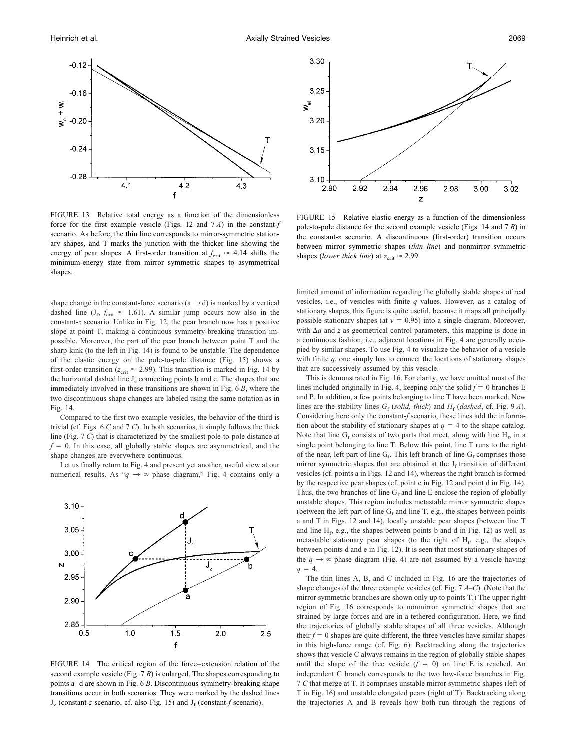FIGURE 13 Relative total energy as a function of the dimensionless force for the first example vesicle (Figs. 12 and 7 *A*) in the constant-*f* scenario. As before, the thin line corresponds to mirror-symmetric stationary shapes, and T marks the junction with the thicker line showing the energy of pear shapes. A first-order transition at $f_{\mathrm{crit}} \approx 4.14$ shifts the minimum-energy state from mirror symmetric shapes to asymmetrical shapes.

FIGURE 15 Relative elastic energy as a function of the dimensionless pole-to-pole distance for the second example vesicle (Figs. 14 and 7 *B*) in the constant-*z* scenario. A discontinuous (first-order) transition occurs between mirror symmetric shapes (*thin line*) and nonmirror symmetric shapes (*lower thick line*) at $z_{\mathrm{crit}} \approx 2.99$.

shape change in the constant-force scenario (a → d) is marked by a vertical dashed line ($J_f$, $f_{\mathrm{crit}} \approx 1.61$). A similar jump occurs now also in the constant-*z* scenario. Unlike in Fig. 12, the pear branch now has a positive slope at point T, making a continuous symmetry-breaking transition impossible. Moreover, the part of the pear branch between point T and the sharp kink (to the left in Fig. 14) is found to be unstable. The dependence of the elastic energy on the pole-to-pole distance (Fig. 15) shows a first-order transition ($z_{\mathrm{crit}} \approx 2.99$). This transition is marked in Fig. 14 by the horizontal dashed line $J_z$ connecting points b and c. The shapes that are immediately involved in these transitions are shown in Fig. 6 *B*, where the two discontinuous shape changes are labeled using the same notation as in Fig. 14.

Compared to the first two example vesicles, the behavior of the third is trivial (cf. Figs. 6 *C* and 7 *C*). In both scenarios, it simply follows the thick line (Fig. 7 *C*) that is characterized by the smallest pole-to-pole distance at $f = 0$. In this case, all globally stable shapes are asymmetrical, and the shape changes are everywhere continuous.

Let us finally return to Fig. 4 and present yet another, useful view at our numerical results. As "$q \to \infty$ phase diagram," Fig. 4 contains only a limited amount of information regarding the globally stable shapes of real vesicles, i.e., of vesicles with finite *q* values. However, as a catalog of stationary shapes, this figure is quite useful, because it maps all principally possible stationary shapes (at $v = 0.95$) into a single diagram. Moreover, with $\Delta a$ and *z* as geometrical control parameters, this mapping is done in a continuous fashion, i.e., adjacent locations in Fig. 4 are generally occupied by similar shapes. To use Fig. 4 to visualize the behavior of a vesicle with finite *q*, one simply has to connect the locations of stationary shapes that are successively assumed by this vesicle.

FIGURE 14 The critical region of the force–extension relation of the second example vesicle (Fig. 7 *B*) is enlarged. The shapes corresponding to points a–d are shown in Fig. 6 *B*. Discontinuous symmetry-breaking shape transitions occur in both scenarios. They were marked by the dashed lines $J_z$ (constant-*z* scenario, cf. also Fig. 15) and $J_f$ (constant-*f* scenario).

This is demonstrated in Fig. 16. For clarity, we have omitted most of the lines included originally in Fig. 4, keeping only the solid $f = 0$ branches E and P. In addition, a few points belonging to line T have been marked. New lines are the stability lines $G_f$ (*solid, thick*) and $H_f$ (*dashed*, cf. Fig. 9 *A*). Considering here only the constant-*f* scenario, these lines add the information about the stability of stationary shapes at $q = 4$ to the shape catalog. Note that line $G_f$ consists of two parts that meet, along with line $H_f$, in a single point belonging to line T. Below this point, line T runs to the right of the near, left part of line $G_f$. This left branch of line $G_f$ comprises those mirror symmetric shapes that are obtained at the $J_f$ transition of different vesicles (cf. points a in Figs. 12 and 14), whereas the right branch is formed by the respective pear shapes (cf. point e in Fig. 12 and point d in Fig. 14). Thus, the two branches of line $G_f$ and line E enclose the region of globally unstable shapes. This region includes metastable mirror symmetric shapes (between the left part of line $G_f$ and line T, e.g., the shapes between points a and T in Figs. 12 and 14), locally unstable pear shapes (between line T and line $H_f$, e.g., the shapes between points b and d in Fig. 12) as well as metastable stationary pear shapes (to the right of $H_f$, e.g., the shapes between points d and e in Fig. 12). It is seen that most stationary shapes of the $q \to \infty$ phase diagram (Fig. 4) are not assumed by a vesicle having $q = 4$.

The thin lines A, B, and C included in Fig. 16 are the trajectories of shape changes of the three example vesicles (cf. Fig. 7 *A*–*C*). (Note that the mirror symmetric branches are shown only up to points T.) The upper right region of Fig. 16 corresponds to nonmirror symmetric shapes that are strained by large forces and are in a tethered configuration. Here, we find the trajectories of globally stable shapes of all three vesicles. Although their $f = 0$ shapes are quite different, the three vesicles have similar shapes in this high-force range (cf. Fig. 6). Backtracking along the trajectories shows that vesicle C always remains in the region of globally stable shapes until the shape of the free vesicle ($f = 0$) on line E is reached. An independent C branch corresponds to the two low-force branches in Fig. 7 *C* that merge at T. It comprises unstable mirror symmetric shapes (left of T in Fig. 16) and unstable elongated pears (right of T). Backtracking along the trajectories A and B reveals how both run through the regions of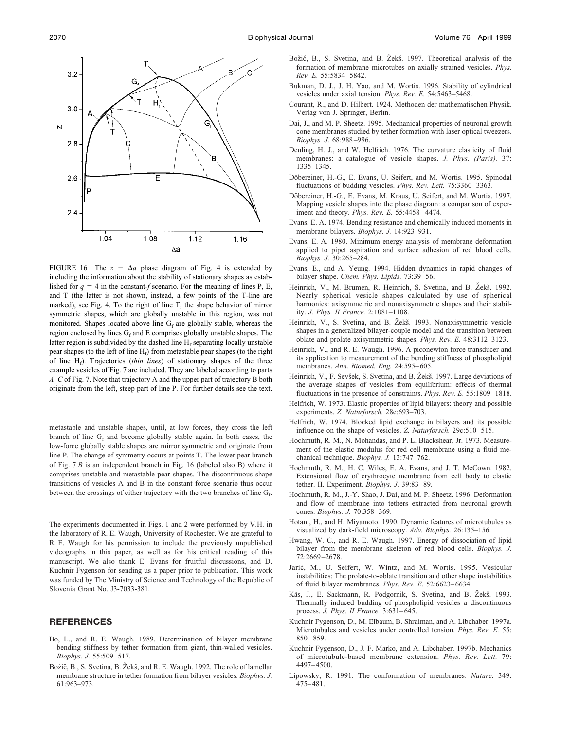FIGURE 16 The $z - \Delta a$ phase diagram of Fig. 4 is extended by including the information about the stability of stationary shapes as established for $q = 4$ in the constant-$f$ scenario. For the meaning of lines P, E, and T (the latter is not shown, instead, a few points of the T-line are marked), see Fig. 4. To the right of line T, the shape behavior of mirror symmetric shapes, which are globally unstable in this region, was not monitored. Shapes located above line $G_f$ are globally stable, whereas the region enclosed by lines $G_f$ and E comprises globally unstable shapes. The latter region is subdivided by the dashed line $H_f$ separating locally unstable pear shapes (to the left of line $H_f$) from metastable pear shapes (to the right of line $H_f$). Trajectories (*thin lines*) of stationary shapes of the three example vesicles of Fig. 7 are included. They are labeled according to parts *A–C* of Fig. 7. Note that trajectory A and the upper part of trajectory B both originate from the left, steep part of line P. For further details see the text.

metastable and unstable shapes, until, at low forces, they cross the left branch of line $G_f$ and become globally stable again. In both cases, the low-force globally stable shapes are mirror symmetric and originate from line P. The change of symmetry occurs at points T. The lower pear branch of Fig. 7 *B* is an independent branch in Fig. 16 (labeled also B) where it comprises unstable and metastable pear shapes. The discontinuous shape transitions of vesicles A and B in the constant force scenario thus occur between the crossings of either trajectory with the two branches of line $G_f$.

The experiments documented in Figs. 1 and 2 were performed by V.H. in the laboratory of R. E. Waugh, University of Rochester. We are grateful to R. E. Waugh for his permission to include the previously unpublished videographs in this paper, as well as for his critical reading of this manuscript. We also thank E. Evans for fruitful discussions, and D. Kuchnir Fygenson for sending us a paper prior to publication. This work was funded by The Ministry of Science and Technology of the Republic of Slovenia Grant No. J3-7033-381.

## REFERENCES

Bo, L., and R. E. Waugh. 1989. Determination of bilayer membrane bending stiffness by tether formation from giant, thin-walled vesicles. *Biophys. J.* 55:509–517.

Božič, B., S. Svetina, B. Žekš, and R. E. Waugh. 1992. The role of lamellar membrane structure in tether formation from bilayer vesicles. *Biophys. J.* 61:963–973.

Božič, B., S. Svetina, and B. Žekš. 1997. Theoretical analysis of the formation of membrane microtubes on axially strained vesicles. *Phys. Rev. E.* 55:5834–5842.

Bukman, D. J., J. H. Yao, and M. Wortis. 1996. Stability of cylindrical vesicles under axial tension. *Phys. Rev. E.* 54:5463–5468.

Courant, R., and D. Hilbert. 1924. Methoden der mathematischen Physik. Verlag von J. Springer, Berlin.

Dai, J., and M. P. Sheetz. 1995. Mechanical properties of neuronal growth cone membranes studied by tether formation with laser optical tweezers. *Biophys. J.* 68:988–996.

Deuling, H. J., and W. Helfrich. 1976. The curvature elasticity of fluid membranes: a catalogue of vesicle shapes. *J. Phys. (Paris).* 37: 1335–1345.

Döbereiner, H.-G., E. Evans, U. Seifert, and M. Wortis. 1995. Spinodal fluctuations of budding vesicles. *Phys. Rev. Lett.* 75:3360–3363.

Döbereiner, H.-G., E. Evans, M. Kraus, U. Seifert, and M. Wortis. 1997. Mapping vesicle shapes into the phase diagram: a comparison of experiment and theory. *Phys. Rev. E.* 55:4458–4474.

Evans, E. A. 1974. Bending resistance and chemically induced moments in membrane bilayers. *Biophys. J.* 14:923–931.

Evans, E. A. 1980. Minimum energy analysis of membrane deformation applied to pipet aspiration and surface adhesion of red blood cells. *Biophys. J.* 30:265–284.

Evans, E., and A. Yeung. 1994. Hidden dynamics in rapid changes of bilayer shape. *Chem. Phys. Lipids.* 73:39–56.

Heinrich, V., M. Brumen, R. Heinrich, S. Svetina, and B. Žekš. 1992. Nearly spherical vesicle shapes calculated by use of spherical harmonics: axisymmetric and nonaxisymmetric shapes and their stability. *J. Phys. II France.* 2:1081–1108.

Heinrich, V., S. Svetina, and B. Žekš. 1993. Nonaxisymmetric vesicle shapes in a generalized bilayer-couple model and the transition between oblate and prolate axisymmetric shapes. *Phys. Rev. E.* 48:3112–3123.

Heinrich, V., and R. E. Waugh. 1996. A piconewton force transducer and its application to measurement of the bending stiffness of phospholipid membranes. *Ann. Biomed. Eng.* 24:595–605.

Heinrich, V., F. Sevšek, S. Svetina, and B. Žekš. 1997. Large deviations of the average shapes of vesicles from equilibrium: effects of thermal fluctuations in the presence of constraints. *Phys. Rev. E.* 55:1809–1818.

Helfrich, W. 1973. Elastic properties of lipid bilayers: theory and possible experiments. *Z. Naturforsch.* 28c:693–703.

Helfrich, W. 1974. Blocked lipid exchange in bilayers and its possible influence on the shape of vesicles. *Z. Naturforsch.* 29c:510–515.

Hochmuth, R. M., N. Mohandas, and P. L. Blackshear, Jr. 1973. Measurement of the elastic modulus for red cell membrane using a fluid mechanical technique. *Biophys. J.* 13:747–762.

Hochmuth, R. M., H. C. Wiles, E. A. Evans, and J. T. McCown. 1982. Extensional flow of erythrocyte membrane from cell body to elastic tether. II. Experiment. *Biophys. J.* 39:83–89.

Hochmuth, R. M., J.-Y. Shao, J. Dai, and M. P. Sheetz. 1996. Deformation and flow of membrane into tethers extracted from neuronal growth cones. *Biophys. J.* 70:358–369.

Hotani, H., and H. Miyamoto. 1990. Dynamic features of microtubules as visualized by dark-field microscopy. *Adv. Biophys.* 26:135–156.

Hwang, W. C., and R. E. Waugh. 1997. Energy of dissociation of lipid bilayer from the membrane skeleton of red blood cells. *Biophys. J.* 72:2669–2678.

Jarić, M., U. Seifert, W. Wintz, and M. Wortis. 1995. Vesicular instabilities: The prolate-to-oblate transition and other shape instabilities of fluid bilayer membranes. *Phys. Rev. E.* 52:6623–6634.

Käs, J., E. Sackmann, R. Podgornik, S. Svetina, and B. Žekš. 1993. Thermally induced budding of phospholipid vesicles–a discontinuous process. *J. Phys. II France.* 3:631–645.

Kuchnir Fygenson, D., M. Elbaum, B. Shraiman, and A. Libchaber. 1997a. Microtubules and vesicles under controlled tension. *Phys. Rev. E.* 55: 850–859.

Kuchnir Fygenson, D., J. F. Marko, and A. Libchaber. 1997b. Mechanics of microtubule-based membrane extension. *Phys. Rev. Lett.* 79: 4497–4500.

Lipowsky, R. 1991. The conformation of membranes. *Nature.* 349: 475–481.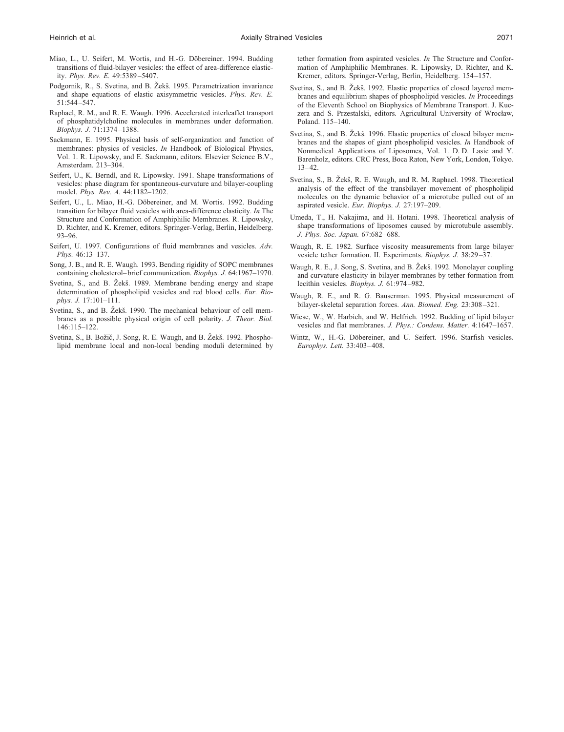Miao, L., U. Seifert, M. Wortis, and H.-G. Döbereiner. 1994. Budding transitions of fluid-bilayer vesicles: the effect of area-difference elasticity. *Phys. Rev. E.* 49:5389–5407.

Podgornik, R., S. Svetina, and B. Žekš. 1995. Parametrization invariance and shape equations of elastic axisymmetric vesicles. *Phys. Rev. E.* 51:544–547.

Raphael, R. M., and R. E. Waugh. 1996. Accelerated interleaflet transport of phosphatidylcholine molecules in membranes under deformation. *Biophys. J.* 71:1374–1388.

Sackmann, E. 1995. Physical basis of self-organization and function of membranes: physics of vesicles. *In* Handbook of Biological Physics, Vol. 1. R. Lipowsky, and E. Sackmann, editors. Elsevier Science B.V., Amsterdam. 213–304.

Seifert, U., K. Berndl, and R. Lipowsky. 1991. Shape transformations of vesicles: phase diagram for spontaneous-curvature and bilayer-coupling model. *Phys. Rev. A.* 44:1182–1202.

Seifert, U., L. Miao, H.-G. Döbereiner, and M. Wortis. 1992. Budding transition for bilayer fluid vesicles with area-difference elasticity. *In* The Structure and Conformation of Amphiphilic Membranes. R. Lipowsky, D. Richter, and K. Kremer, editors. Springer-Verlag, Berlin, Heidelberg. 93–96.

Seifert, U. 1997. Configurations of fluid membranes and vesicles. *Adv. Phys.* 46:13–137.

Song, J. B., and R. E. Waugh. 1993. Bending rigidity of SOPC membranes containing cholesterol– brief communication. *Biophys. J.* 64:1967–1970.

Svetina, S., and B. Žekš. 1989. Membrane bending energy and shape determination of phospholipid vesicles and red blood cells. *Eur. Biophys. J.* 17:101–111.

Svetina, S., and B. Žekš. 1990. The mechanical behaviour of cell membranes as a possible physical origin of cell polarity. *J. Theor. Biol.* 146:115–122.

Svetina, S., B. Božič, J. Song, R. E. Waugh, and B. Žekš. 1992. Phospholipid membrane local and non-local bending moduli determined by tether formation from aspirated vesicles. *In* The Structure and Conformation of Amphiphilic Membranes. R. Lipowsky, D. Richter, and K. Kremer, editors. Springer-Verlag, Berlin, Heidelberg. 154–157.

Svetina, S., and B. Žekš. 1992. Elastic properties of closed layered membranes and equilibrium shapes of phospholipid vesicles. *In* Proceedings of the Eleventh School on Biophysics of Membrane Transport. J. Kuczera and S. Przestalski, editors. Agricultural University of Wrocław, Poland. 115–140.

Svetina, S., and B. Žekš. 1996. Elastic properties of closed bilayer membranes and the shapes of giant phospholipid vesicles. *In* Handbook of Nonmedical Applications of Liposomes, Vol. 1. D. D. Lasic and Y. Barenholz, editors. CRC Press, Boca Raton, New York, London, Tokyo. 13–42.

Svetina, S., B. Žekš, R. E. Waugh, and R. M. Raphael. 1998. Theoretical analysis of the effect of the transbilayer movement of phospholipid molecules on the dynamic behavior of a microtube pulled out of an aspirated vesicle. *Eur. Biophys. J.* 27:197–209.

Umeda, T., H. Nakajima, and H. Hotani. 1998. Theoretical analysis of shape transformations of liposomes caused by microtubule assembly. *J. Phys. Soc. Japan.* 67:682–688.

Waugh, R. E. 1982. Surface viscosity measurements from large bilayer vesicle tether formation. II. Experiments. *Biophys. J.* 38:29–37.

Waugh, R. E., J. Song, S. Svetina, and B. Žekš. 1992. Monolayer coupling and curvature elasticity in bilayer membranes by tether formation from lecithin vesicles. *Biophys. J.* 61:974–982.

Waugh, R. E., and R. G. Bauserman. 1995. Physical measurement of bilayer-skeletal separation forces. *Ann. Biomed. Eng.* 23:308–321.

Wiese, W., W. Harbich, and W. Helfrich. 1992. Budding of lipid bilayer vesicles and flat membranes. *J. Phys.: Condens. Matter.* 4:1647–1657.

Wintz, W., H.-G. Döbereiner, and U. Seifert. 1996. Starfish vesicles. *Europhys. Lett.* 33:403–408.